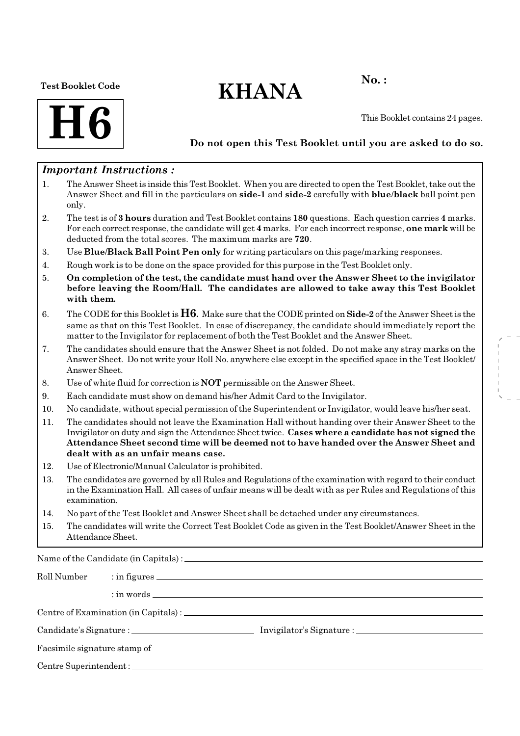Test Booklet Code

# H6

# KHANA

No. :

This Booklet contains 24 pages.

**Do not open this Test Booklet until you are asked to do so.**

***Important Instructions :***

1. The Answer Sheet is inside this Test Booklet. When you are directed to open the Test Booklet, take out the Answer Sheet and fill in the particulars on **side-1** and **side-2** carefully with **blue/black** ball point pen only.
2. The test is of **3 hours** duration and Test Booklet contains **180** questions. Each question carries **4** marks. For each correct response, the candidate will get **4** marks. For each incorrect response, **one mark** will be deducted from the total scores. The maximum marks are **720**.
3. Use **Blue/Black Ball Point Pen only** for writing particulars on this page/marking responses.
4. Rough work is to be done on the space provided for this purpose in the Test Booklet only.
5. **On completion of the test, the candidate must hand over the Answer Sheet to the invigilator before leaving the Room/Hall. The candidates are allowed to take away this Test Booklet with them.**
6. The CODE for this Booklet is **H6**. Make sure that the CODE printed on **Side-2** of the Answer Sheet is the same as that on this Test Booklet. In case of discrepancy, the candidate should immediately report the matter to the Invigilator for replacement of both the Test Booklet and the Answer Sheet.
7. The candidates should ensure that the Answer Sheet is not folded. Do not make any stray marks on the Answer Sheet. Do not write your Roll No. anywhere else except in the specified space in the Test Booklet/ Answer Sheet.
8. Use of white fluid for correction is **NOT** permissible on the Answer Sheet.
9. Each candidate must show on demand his/her Admit Card to the Invigilator.
10. No candidate, without special permission of the Superintendent or Invigilator, would leave his/her seat.
11. The candidates should not leave the Examination Hall without handing over their Answer Sheet to the Invigilator on duty and sign the Attendance Sheet twice. **Cases where a candidate has not signed the Attendance Sheet second time will be deemed not to have handed over the Answer Sheet and dealt with as an unfair means case.**
12. Use of Electronic/Manual Calculator is prohibited.
13. The candidates are governed by all Rules and Regulations of the examination with regard to their conduct in the Examination Hall. All cases of unfair means will be dealt with as per Rules and Regulations of this examination.
14. No part of the Test Booklet and Answer Sheet shall be detached under any circumstances.
15. The candidates will write the Correct Test Booklet Code as given in the Test Booklet/Answer Sheet in the Attendance Sheet.

Name of the Candidate (in Capitals) : ____________________

Roll Number : in figures ____________________

: in words ____________________

Centre of Examination (in Capitals) : ____________________

Candidate's Signature : ____________________ Invigilator's Signature : ____________________

Facsimile signature stamp of

Centre Superintendent : ____________________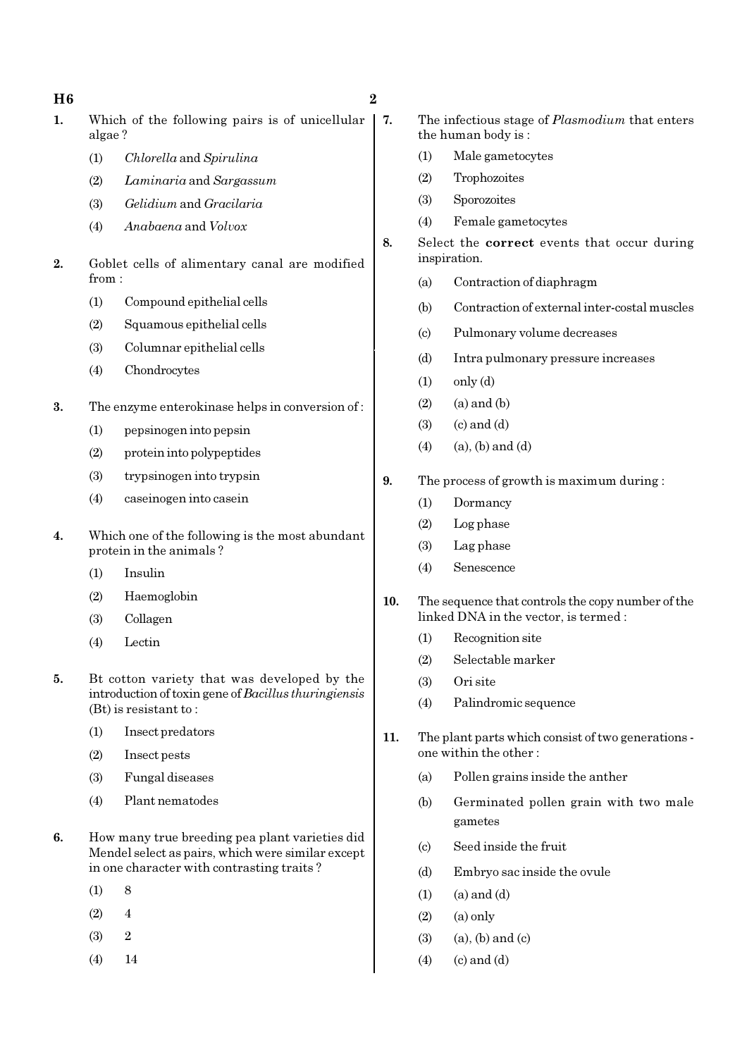1. Which of the following pairs is of unicellular algae ?
   (1) *Chlorella* and *Spirulina*
   (2) *Laminaria* and *Sargassum*
   (3) *Gelidium* and *Gracilaria*
   (4) *Anabaena* and *Volvox*

2. Goblet cells of alimentary canal are modified from :
   (1) Compound epithelial cells
   (2) Squamous epithelial cells
   (3) Columnar epithelial cells
   (4) Chondrocytes

3. The enzyme enterokinase helps in conversion of :
   (1) pepsinogen into pepsin
   (2) protein into polypeptides
   (3) trypsinogen into trypsin
   (4) caseinogen into casein

4. Which one of the following is the most abundant protein in the animals ?
   (1) Insulin
   (2) Haemoglobin
   (3) Collagen
   (4) Lectin

5. Bt cotton variety that was developed by the introduction of toxin gene of *Bacillus thuringiensis* (Bt) is resistant to :
   (1) Insect predators
   (2) Insect pests
   (3) Fungal diseases
   (4) Plant nematodes

6. How many true breeding pea plant varieties did Mendel select as pairs, which were similar except in one character with contrasting traits ?
   (1) 8
   (2) 4
   (3) 2
   (4) 14

7. The infectious stage of *Plasmodium* that enters the human body is :
   (1) Male gametocytes
   (2) Trophozoites
   (3) Sporozoites
   (4) Female gametocytes

8. Select the **correct** events that occur during inspiration.
   (a) Contraction of diaphragm
   (b) Contraction of external inter-costal muscles
   (c) Pulmonary volume decreases
   (d) Intra pulmonary pressure increases
   (1) only (d)
   (2) (a) and (b)
   (3) (c) and (d)
   (4) (a), (b) and (d)

9. The process of growth is maximum during :
   (1) Dormancy
   (2) Log phase
   (3) Lag phase
   (4) Senescence

10. The sequence that controls the copy number of the linked DNA in the vector, is termed :
    (1) Recognition site
    (2) Selectable marker
    (3) Ori site
    (4) Palindromic sequence

11. The plant parts which consist of two generations - one within the other :
    (a) Pollen grains inside the anther
    (b) Germinated pollen grain with two male gametes
    (c) Seed inside the fruit
    (d) Embryo sac inside the ovule
    (1) (a) and (d)
    (2) (a) only
    (3) (a), (b) and (c)
    (4) (c) and (d)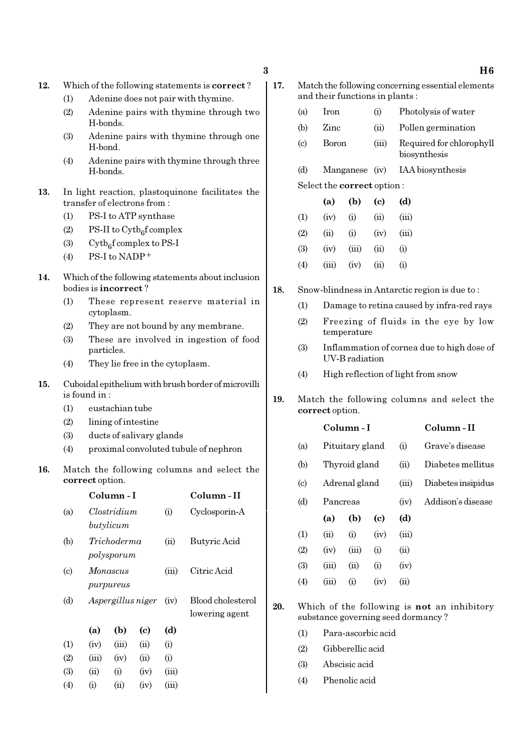12. Which of the following statements is **correct** ?
   (1) Adenine does not pair with thymine.
   (2) Adenine pairs with thymine through two H-bonds.
   (3) Adenine pairs with thymine through one H-bond.
   (4) Adenine pairs with thymine through three H-bonds.

13. In light reaction, plastoquinone facilitates the transfer of electrons from :
   (1) PS-I to ATP synthase
   (2) PS-II to Cytb$_6$f complex
   (3) Cytb$_6$f complex to PS-I
   (4) PS-I to NADP$^+$

14. Which of the following statements about inclusion bodies is **incorrect** ?
   (1) These represent reserve material in cytoplasm.
   (2) They are not bound by any membrane.
   (3) These are involved in ingestion of food particles.
   (4) They lie free in the cytoplasm.

15. Cuboidal epithelium with brush border of microvilli is found in :
   (1) eustachian tube
   (2) lining of intestine
   (3) ducts of salivary glands
   (4) proximal convoluted tubule of nephron

16. Match the following columns and select the **correct** option.

| | Column - I | | Column - II |
|---|---|---|---|
| (a) | *Clostridium butylicum* | (i) | Cyclosporin-A |
| (b) | *Trichoderma polysporum* | (ii) | Butyric Acid |
| (c) | *Monascus purpureus* | (iii) | Citric Acid |
| (d) | *Aspergillus niger* | (iv) | Blood cholesterol lowering agent |

| | (a) | (b) | (c) | (d) |
|---|---|---|---|---|
| (1) | (iv) | (iii) | (ii) | (i) |
| (2) | (iii) | (iv) | (ii) | (i) |
| (3) | (ii) | (i) | (iv) | (iii) |
| (4) | (i) | (ii) | (iv) | (iii) |

17. Match the following concerning essential elements and their functions in plants :

| | | | |
|---|---|---|---|
| (a) | Iron | (i) | Photolysis of water |
| (b) | Zinc | (ii) | Pollen germination |
| (c) | Boron | (iii) | Required for chlorophyll biosynthesis |
| (d) | Manganese | (iv) | IAA biosynthesis |

Select the **correct** option :

| | (a) | (b) | (c) | (d) |
|---|---|---|---|---|
| (1) | (iv) | (i) | (ii) | (iii) |
| (2) | (ii) | (i) | (iv) | (iii) |
| (3) | (iv) | (iii) | (ii) | (i) |
| (4) | (iii) | (iv) | (ii) | (i) |

18. Snow-blindness in Antarctic region is due to :
   (1) Damage to retina caused by infra-red rays
   (2) Freezing of fluids in the eye by low temperature
   (3) Inflammation of cornea due to high dose of UV-B radiation
   (4) High reflection of light from snow

19. Match the following columns and select the **correct** option.

| | Column - I | | Column - II |
|---|---|---|---|
| (a) | Pituitary gland | (i) | Grave's disease |
| (b) | Thyroid gland | (ii) | Diabetes mellitus |
| (c) | Adrenal gland | (iii) | Diabetes insipidus |
| (d) | Pancreas | (iv) | Addison's disease |

| | (a) | (b) | (c) | (d) |
|---|---|---|---|---|
| (1) | (ii) | (i) | (iv) | (iii) |
| (2) | (iv) | (iii) | (i) | (ii) |
| (3) | (iii) | (ii) | (i) | (iv) |
| (4) | (iii) | (i) | (iv) | (ii) |

20. Which of the following is **not** an inhibitory substance governing seed dormancy ?
   (1) Para-ascorbic acid
   (2) Gibberellic acid
   (3) Abscisic acid
   (4) Phenolic acid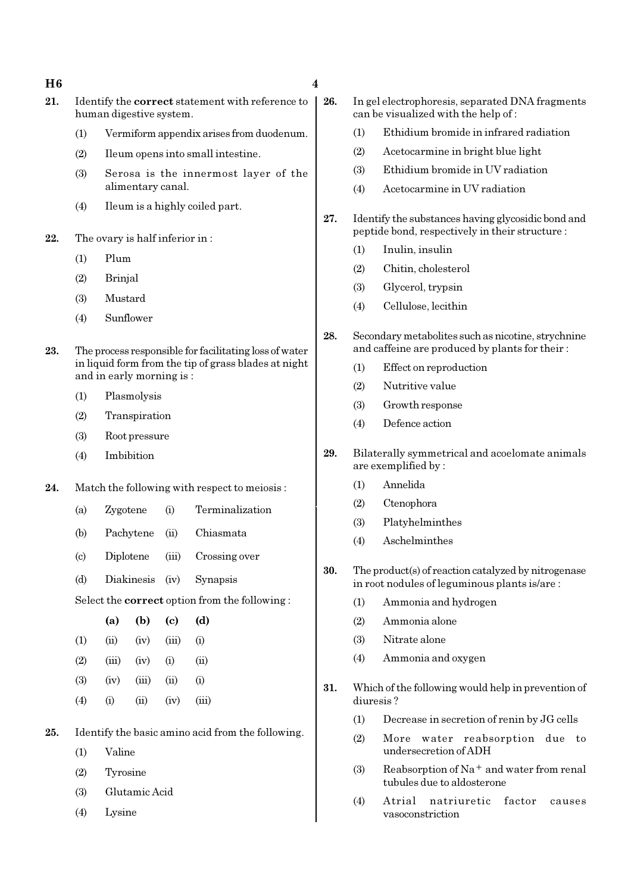21. Identify the **correct** statement with reference to human digestive system.

 (1) Vermiform appendix arises from duodenum.
 (2) Ileum opens into small intestine.
 (3) Serosa is the innermost layer of the alimentary canal.
 (4) Ileum is a highly coiled part.

22. The ovary is half inferior in :

 (1) Plum
 (2) Brinjal
 (3) Mustard
 (4) Sunflower

23. The process responsible for facilitating loss of water in liquid form from the tip of grass blades at night and in early morning is :

 (1) Plasmolysis
 (2) Transpiration
 (3) Root pressure
 (4) Imbibition

24. Match the following with respect to meiosis :

| | | | |
|---|---|---|---|
| (a) | Zygotene | (i) | Terminalization |
| (b) | Pachytene | (ii) | Chiasmata |
| (c) | Diplotene | (iii) | Crossing over |
| (d) | Diakinesis | (iv) | Synapsis |

 Select the **correct** option from the following :

| | (a) | (b) | (c) | (d) |
|---|---|---|---|---|
| (1) | (ii) | (iv) | (iii) | (i) |
| (2) | (iii) | (iv) | (i) | (ii) |
| (3) | (iv) | (iii) | (ii) | (i) |
| (4) | (i) | (ii) | (iv) | (iii) |

25. Identify the basic amino acid from the following.

 (1) Valine
 (2) Tyrosine
 (3) Glutamic Acid
 (4) Lysine

26. In gel electrophoresis, separated DNA fragments can be visualized with the help of :

 (1) Ethidium bromide in infrared radiation
 (2) Acetocarmine in bright blue light
 (3) Ethidium bromide in UV radiation
 (4) Acetocarmine in UV radiation

27. Identify the substances having glycosidic bond and peptide bond, respectively in their structure :

 (1) Inulin, insulin
 (2) Chitin, cholesterol
 (3) Glycerol, trypsin
 (4) Cellulose, lecithin

28. Secondary metabolites such as nicotine, strychnine and caffeine are produced by plants for their :

 (1) Effect on reproduction
 (2) Nutritive value
 (3) Growth response
 (4) Defence action

29. Bilaterally symmetrical and acoelomate animals are exemplified by :

 (1) Annelida
 (2) Ctenophora
 (3) Platyhelminthes
 (4) Aschelminthes

30. The product(s) of reaction catalyzed by nitrogenase in root nodules of leguminous plants is/are :

 (1) Ammonia and hydrogen
 (2) Ammonia alone
 (3) Nitrate alone
 (4) Ammonia and oxygen

31. Which of the following would help in prevention of diuresis ?

 (1) Decrease in secretion of renin by JG cells
 (2) More water reabsorption due to undersecretion of ADH
 (3) Reabsorption of $Na^+$ and water from renal tubules due to aldosterone
 (4) Atrial natriuretic factor causes vasoconstriction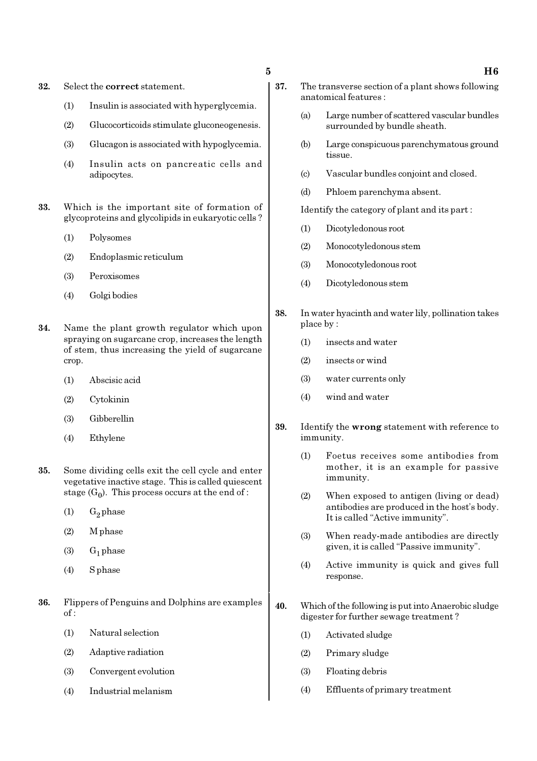**32.** Select the **correct** statement.

(1) Insulin is associated with hyperglycemia.

(2) Glucocorticoids stimulate gluconeogenesis.

(3) Glucagon is associated with hypoglycemia.

(4) Insulin acts on pancreatic cells and adipocytes.

**33.** Which is the important site of formation of glycoproteins and glycolipids in eukaryotic cells ?

(1) Polysomes

(2) Endoplasmic reticulum

(3) Peroxisomes

(4) Golgi bodies

**34.** Name the plant growth regulator which upon spraying on sugarcane crop, increases the length of stem, thus increasing the yield of sugarcane crop.

(1) Abscisic acid

(2) Cytokinin

(3) Gibberellin

(4) Ethylene

**35.** Some dividing cells exit the cell cycle and enter vegetative inactive stage. This is called quiescent stage ($G_0$). This process occurs at the end of :

(1) $G_2$ phase

(2) M phase

(3) $G_1$ phase

(4) S phase

**36.** Flippers of Penguins and Dolphins are examples of :

(1) Natural selection

(2) Adaptive radiation

(3) Convergent evolution

(4) Industrial melanism

**37.** The transverse section of a plant shows following anatomical features :

(a) Large number of scattered vascular bundles surrounded by bundle sheath.

(b) Large conspicuous parenchymatous ground tissue.

(c) Vascular bundles conjoint and closed.

(d) Phloem parenchyma absent.

Identify the category of plant and its part :

(1) Dicotyledonous root

(2) Monocotyledonous stem

(3) Monocotyledonous root

(4) Dicotyledonous stem

**38.** In water hyacinth and water lily, pollination takes place by :

(1) insects and water

(2) insects or wind

(3) water currents only

(4) wind and water

**39.** Identify the **wrong** statement with reference to immunity.

(1) Foetus receives some antibodies from mother, it is an example for passive immunity.

(2) When exposed to antigen (living or dead) antibodies are produced in the host's body. It is called "Active immunity".

(3) When ready-made antibodies are directly given, it is called "Passive immunity".

(4) Active immunity is quick and gives full response.

**40.** Which of the following is put into Anaerobic sludge digester for further sewage treatment ?

(1) Activated sludge

(2) Primary sludge

(3) Floating debris

(4) Effluents of primary treatment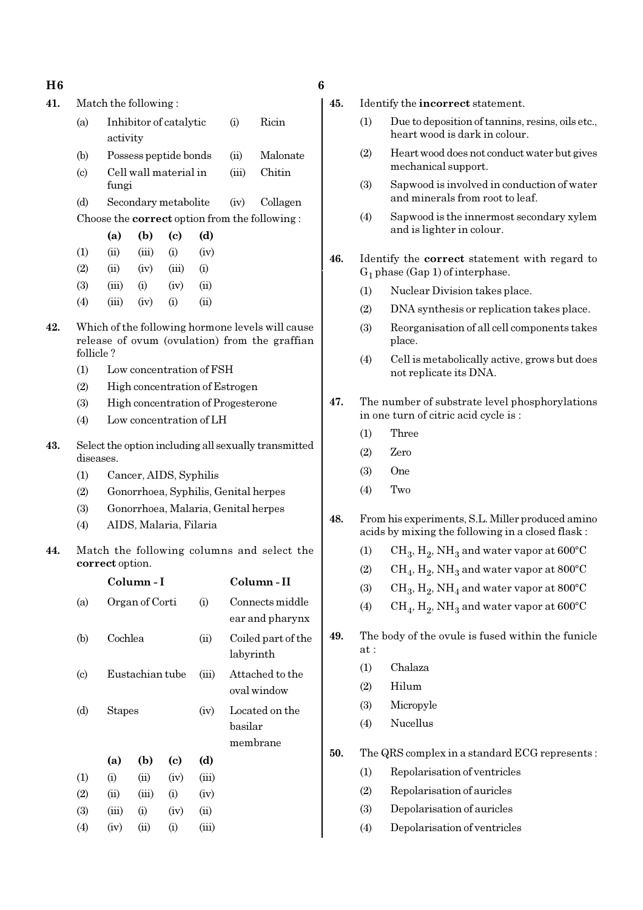41. Match the following :

| | | | |
|---|---|---|---|
| (a) | Inhibitor of catalytic activity | (i) | Ricin |
| (b) | Possess peptide bonds | (ii) | Malonate |
| (c) | Cell wall material in fungi | (iii) | Chitin |
| (d) | Secondary metabolite | (iv) | Collagen |

Choose the **correct** option from the following :

| | (a) | (b) | (c) | (d) |
|---|---|---|---|---|
| (1) | (ii) | (iii) | (i) | (iv) |
| (2) | (ii) | (iv) | (iii) | (i) |
| (3) | (iii) | (i) | (iv) | (ii) |
| (4) | (iii) | (iv) | (i) | (ii) |

42. Which of the following hormone levels will cause release of ovum (ovulation) from the graffian follicle ?

(1) Low concentration of FSH
(2) High concentration of Estrogen
(3) High concentration of Progesterone
(4) Low concentration of LH

43. Select the option including all sexually transmitted diseases.

(1) Cancer, AIDS, Syphilis
(2) Gonorrhoea, Syphilis, Genital herpes
(3) Gonorrhoea, Malaria, Genital herpes
(4) AIDS, Malaria, Filaria

44. Match the following columns and select the **correct** option.

| | **Column - I** | | **Column - II** |
|---|---|---|---|
| (a) | Organ of Corti | (i) | Connects middle ear and pharynx |
| (b) | Cochlea | (ii) | Coiled part of the labyrinth |
| (c) | Eustachian tube | (iii) | Attached to the oval window |
| (d) | Stapes | (iv) | Located on the basilar membrane |

| | (a) | (b) | (c) | (d) |
|---|---|---|---|---|
| (1) | (i) | (ii) | (iv) | (iii) |
| (2) | (ii) | (iii) | (i) | (iv) |
| (3) | (iii) | (i) | (iv) | (ii) |
| (4) | (iv) | (ii) | (i) | (iii) |

45. Identify the **incorrect** statement.

(1) Due to deposition of tannins, resins, oils etc., heart wood is dark in colour.
(2) Heart wood does not conduct water but gives mechanical support.
(3) Sapwood is involved in conduction of water and minerals from root to leaf.
(4) Sapwood is the innermost secondary xylem and is lighter in colour.

46. Identify the **correct** statement with regard to $G_1$ phase (Gap 1) of interphase.

(1) Nuclear Division takes place.
(2) DNA synthesis or replication takes place.
(3) Reorganisation of all cell components takes place.
(4) Cell is metabolically active, grows but does not replicate its DNA.

47. The number of substrate level phosphorylations in one turn of citric acid cycle is :

(1) Three
(2) Zero
(3) One
(4) Two

48. From his experiments, S.L. Miller produced amino acids by mixing the following in a closed flask :

(1) $CH_3$, $H_2$, $NH_3$ and water vapor at 600°C
(2) $CH_4$, $H_2$, $NH_3$ and water vapor at 800°C
(3) $CH_3$, $H_2$, $NH_4$ and water vapor at 800°C
(4) $CH_4$, $H_2$, $NH_3$ and water vapor at 600°C

49. The body of the ovule is fused within the funicle at :

(1) Chalaza
(2) Hilum
(3) Micropyle
(4) Nucellus

50. The QRS complex in a standard ECG represents :

(1) Repolarisation of ventricles
(2) Repolarisation of auricles
(3) Depolarisation of auricles
(4) Depolarisation of ventricles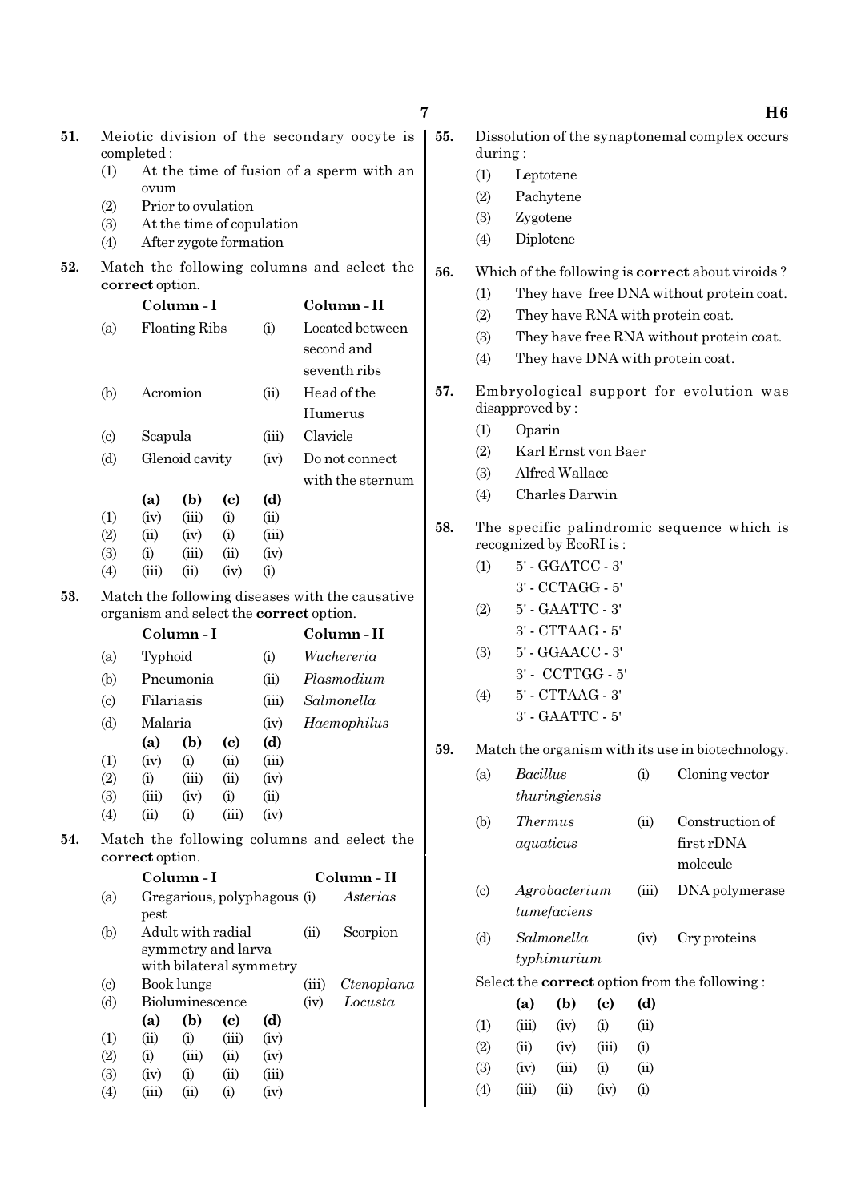**51.** Meiotic division of the secondary oocyte is completed :

(1) At the time of fusion of a sperm with an ovum
(2) Prior to ovulation
(3) At the time of copulation
(4) After zygote formation

**52.** Match the following columns and select the **correct** option.

| | Column - I | | Column - II |
|---|---|---|---|
| (a) | Floating Ribs | (i) | Located between second and seventh ribs |
| (b) | Acromion | (ii) | Head of the Humerus |
| (c) | Scapula | (iii) | Clavicle |
| (d) | Glenoid cavity | (iv) | Do not connect with the sternum |

| | (a) | (b) | (c) | (d) |
|---|---|---|---|---|
| (1) | (iv) | (iii) | (i) | (ii) |
| (2) | (ii) | (iv) | (i) | (iii) |
| (3) | (i) | (iii) | (ii) | (iv) |
| (4) | (iii) | (ii) | (iv) | (i) |

**53.** Match the following diseases with the causative organism and select the **correct** option.

| | Column - I | | Column - II |
|---|---|---|---|
| (a) | Typhoid | (i) | *Wuchereria* |
| (b) | Pneumonia | (ii) | *Plasmodium* |
| (c) | Filariasis | (iii) | *Salmonella* |
| (d) | Malaria | (iv) | *Haemophilus* |

| | (a) | (b) | (c) | (d) |
|---|---|---|---|---|
| (1) | (iv) | (i) | (ii) | (iii) |
| (2) | (i) | (iii) | (ii) | (iv) |
| (3) | (iii) | (iv) | (i) | (ii) |
| (4) | (ii) | (i) | (iii) | (iv) |

**54.** Match the following columns and select the **correct** option.

| | Column - I | | Column - II |
|---|---|---|---|
| (a) | Gregarious, polyphagous pest | (i) | *Asterias* |
| (b) | Adult with radial symmetry and larva with bilateral symmetry | (ii) | Scorpion |
| (c) | Book lungs | (iii) | *Ctenoplana* |
| (d) | Bioluminescence | (iv) | *Locusta* |

| | (a) | (b) | (c) | (d) |
|---|---|---|---|---|
| (1) | (ii) | (i) | (iii) | (iv) |
| (2) | (i) | (iii) | (ii) | (iv) |
| (3) | (iv) | (i) | (ii) | (iii) |
| (4) | (iii) | (ii) | (i) | (iv) |

**55.** Dissolution of the synaptonemal complex occurs during :

(1) Leptotene
(2) Pachytene
(3) Zygotene
(4) Diplotene

**56.** Which of the following is **correct** about viroids ?

(1) They have free DNA without protein coat.
(2) They have RNA with protein coat.
(3) They have free RNA without protein coat.
(4) They have DNA with protein coat.

**57.** Embryological support for evolution was disapproved by :

(1) Oparin
(2) Karl Ernst von Baer
(3) Alfred Wallace
(4) Charles Darwin

**58.** The specific palindromic sequence which is recognized by EcoRI is :

(1) 5' - GGATCC - 3'
3' - CCTAGG - 5'
(2) 5' - GAATTC - 3'
3' - CTTAAG - 5'
(3) 5' - GGAACC - 3'
3' - CCTTGG - 5'
(4) 5' - CTTAAG - 3'
3' - GAATTC - 5'

**59.** Match the organism with its use in biotechnology.

| | | | |
|---|---|---|---|
| (a) | *Bacillus thuringiensis* | (i) | Cloning vector |
| (b) | *Thermus aquaticus* | (ii) | Construction of first rDNA molecule |
| (c) | *Agrobacterium tumefaciens* | (iii) | DNA polymerase |
| (d) | *Salmonella typhimurium* | (iv) | Cry proteins |

Select the **correct** option from the following :

| | (a) | (b) | (c) | (d) |
|---|---|---|---|---|
| (1) | (iii) | (iv) | (i) | (ii) |
| (2) | (ii) | (iv) | (iii) | (i) |
| (3) | (iv) | (iii) | (i) | (ii) |
| (4) | (iii) | (ii) | (iv) | (i) |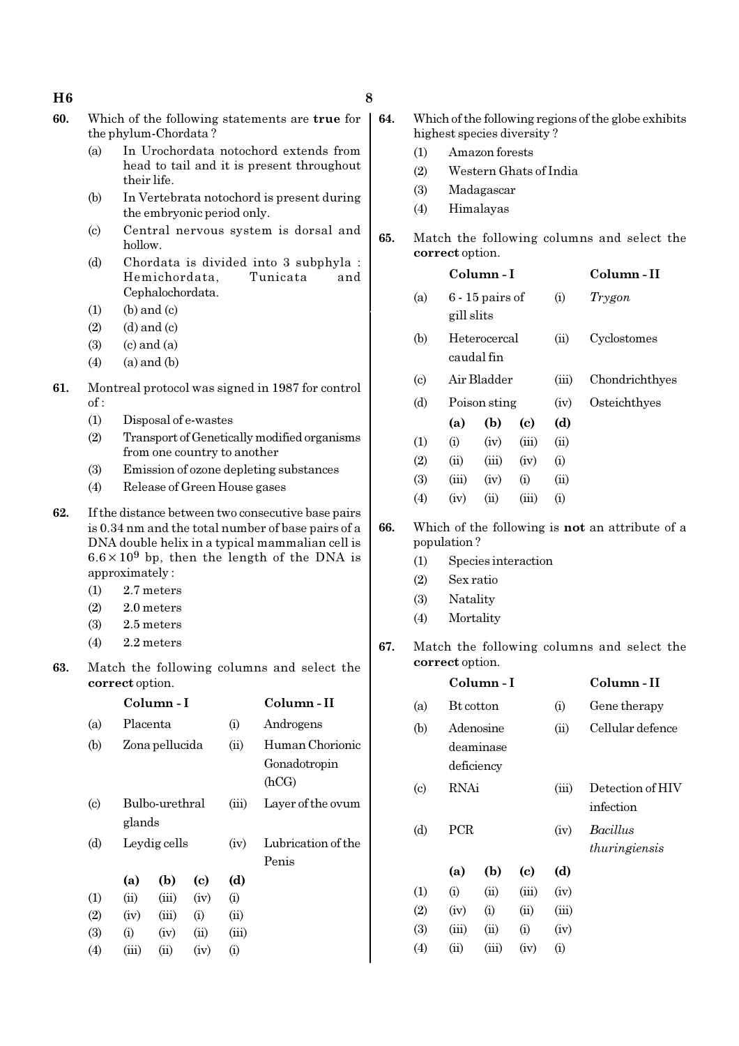**60.** Which of the following statements are **true** for the phylum-Chordata ?

(a) In Urochordata notochord extends from head to tail and it is present throughout their life.

(b) In Vertebrata notochord is present during the embryonic period only.

(c) Central nervous system is dorsal and hollow.

(d) Chordata is divided into 3 subphyla : Hemichordata, Tunicata and Cephalochordata.

(1) (b) and (c)
(2) (d) and (c)
(3) (c) and (a)
(4) (a) and (b)

**61.** Montreal protocol was signed in 1987 for control of :

(1) Disposal of e-wastes
(2) Transport of Genetically modified organisms from one country to another
(3) Emission of ozone depleting substances
(4) Release of Green House gases

**62.** If the distance between two consecutive base pairs is 0.34 nm and the total number of base pairs of a DNA double helix in a typical mammalian cell is $6.6 \times 10^9$ bp, then the length of the DNA is approximately :

(1) 2.7 meters
(2) 2.0 meters
(3) 2.5 meters
(4) 2.2 meters

**63.** Match the following columns and select the **correct** option.

| | Column - I | | Column - II |
|---|---|---|---|
| (a) | Placenta | (i) | Androgens |
| (b) | Zona pellucida | (ii) | Human Chorionic Gonadotropin (hCG) |
| (c) | Bulbo-urethral glands | (iii) | Layer of the ovum |
| (d) | Leydig cells | (iv) | Lubrication of the Penis |

| | (a) | (b) | (c) | (d) |
|---|---|---|---|---|
| (1) | (ii) | (iii) | (iv) | (i) |
| (2) | (iv) | (iii) | (i) | (ii) |
| (3) | (i) | (iv) | (ii) | (iii) |
| (4) | (iii) | (ii) | (iv) | (i) |

**64.** Which of the following regions of the globe exhibits highest species diversity ?

(1) Amazon forests
(2) Western Ghats of India
(3) Madagascar
(4) Himalayas

**65.** Match the following columns and select the **correct** option.

| | Column - I | | Column - II |
|---|---|---|---|
| (a) | 6 - 15 pairs of gill slits | (i) | *Trygon* |
| (b) | Heterocercal caudal fin | (ii) | Cyclostomes |
| (c) | Air Bladder | (iii) | Chondrichthyes |
| (d) | Poison sting | (iv) | Osteichthyes |

| | (a) | (b) | (c) | (d) |
|---|---|---|---|---|
| (1) | (i) | (iv) | (iii) | (ii) |
| (2) | (ii) | (iii) | (iv) | (i) |
| (3) | (iii) | (iv) | (i) | (ii) |
| (4) | (iv) | (ii) | (iii) | (i) |

**66.** Which of the following is **not** an attribute of a population ?

(1) Species interaction
(2) Sex ratio
(3) Natality
(4) Mortality

**67.** Match the following columns and select the **correct** option.

| | Column - I | | Column - II |
|---|---|---|---|
| (a) | Bt cotton | (i) | Gene therapy |
| (b) | Adenosine deaminase deficiency | (ii) | Cellular defence |
| (c) | RNAi | (iii) | Detection of HIV infection |
| (d) | PCR | (iv) | *Bacillus thuringiensis* |

| | (a) | (b) | (c) | (d) |
|---|---|---|---|---|
| (1) | (i) | (ii) | (iii) | (iv) |
| (2) | (iv) | (i) | (ii) | (iii) |
| (3) | (iii) | (ii) | (i) | (iv) |
| (4) | (ii) | (iii) | (iv) | (i) |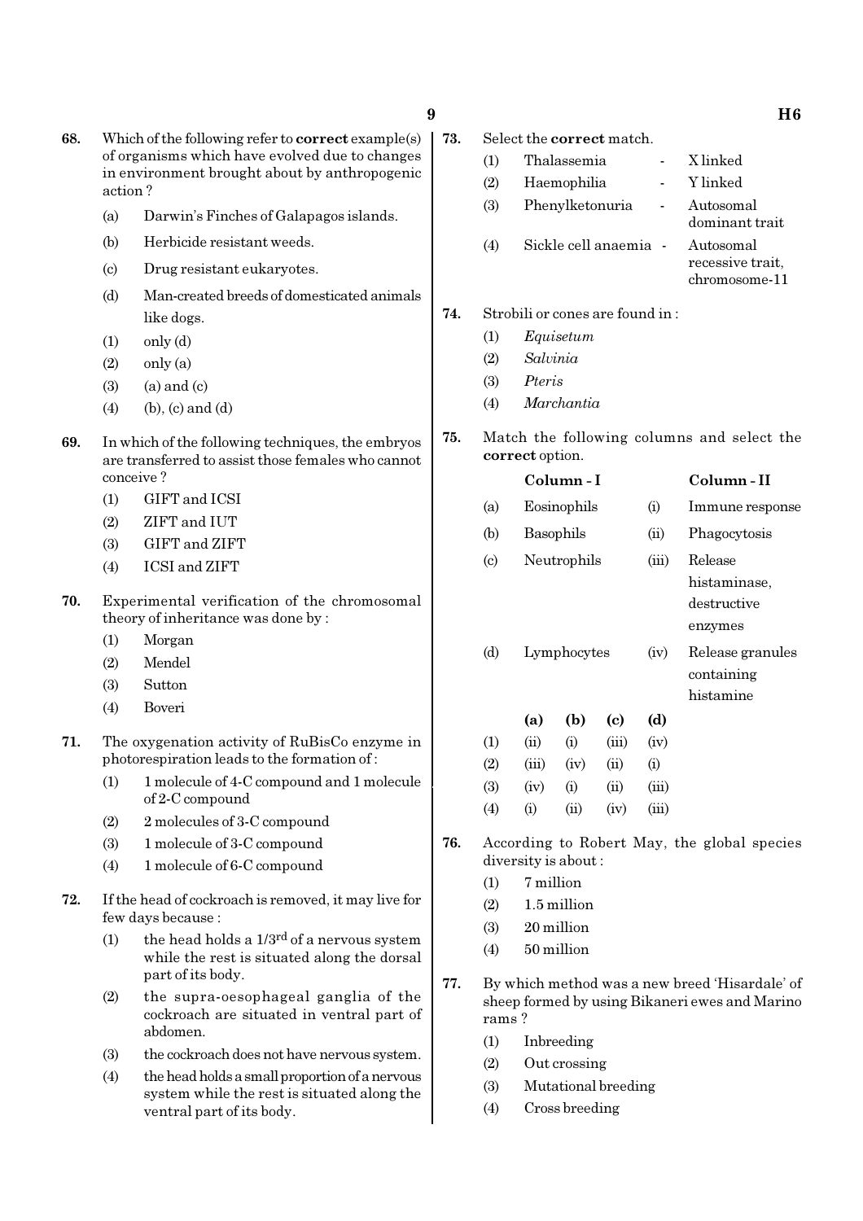68. Which of the following refer to **correct** example(s) of organisms which have evolved due to changes in environment brought about by anthropogenic action ?

(a) Darwin's Finches of Galapagos islands.

(b) Herbicide resistant weeds.

(c) Drug resistant eukaryotes.

(d) Man-created breeds of domesticated animals like dogs.

(1) only (d)

(2) only (a)

(3) (a) and (c)

(4) (b), (c) and (d)

69. In which of the following techniques, the embryos are transferred to assist those females who cannot conceive ?

(1) GIFT and ICSI

(2) ZIFT and IUT

(3) GIFT and ZIFT

(4) ICSI and ZIFT

70. Experimental verification of the chromosomal theory of inheritance was done by :

(1) Morgan

(2) Mendel

(3) Sutton

(4) Boveri

71. The oxygenation activity of RuBisCo enzyme in photorespiration leads to the formation of :

(1) 1 molecule of 4-C compound and 1 molecule of 2-C compound

(2) 2 molecules of 3-C compound

(3) 1 molecule of 3-C compound

(4) 1 molecule of 6-C compound

72. If the head of cockroach is removed, it may live for few days because :

(1) the head holds a 1/3$^{rd}$ of a nervous system while the rest is situated along the dorsal part of its body.

(2) the supra-oesophageal ganglia of the cockroach are situated in ventral part of abdomen.

(3) the cockroach does not have nervous system.

(4) the head holds a small proportion of a nervous system while the rest is situated along the ventral part of its body.

73. Select the **correct** match.

(1) Thalassemia - X linked

(2) Haemophilia - Y linked

(3) Phenylketonuria - Autosomal dominant trait

(4) Sickle cell anaemia - Autosomal recessive trait, chromosome-11

74. Strobili or cones are found in :

(1) *Equisetum*

(2) *Salvinia*

(3) *Pteris*

(4) *Marchantia*

75. Match the following columns and select the **correct** option.

| | Column - I | | Column - II |
|---|---|---|---|
| (a) | Eosinophils | (i) | Immune response |
| (b) | Basophils | (ii) | Phagocytosis |
| (c) | Neutrophils | (iii) | Release histaminase, destructive enzymes |
| (d) | Lymphocytes | (iv) | Release granules containing histamine |

| | (a) | (b) | (c) | (d) |
|---|---|---|---|---|
| (1) | (ii) | (i) | (iii) | (iv) |
| (2) | (iii) | (iv) | (ii) | (i) |
| (3) | (iv) | (i) | (ii) | (iii) |
| (4) | (i) | (ii) | (iv) | (iii) |

76. According to Robert May, the global species diversity is about :

(1) 7 million

(2) 1.5 million

(3) 20 million

(4) 50 million

77. By which method was a new breed 'Hisardale' of sheep formed by using Bikaneri ewes and Marino rams ?

(1) Inbreeding

(2) Out crossing

(3) Mutational breeding

(4) Cross breeding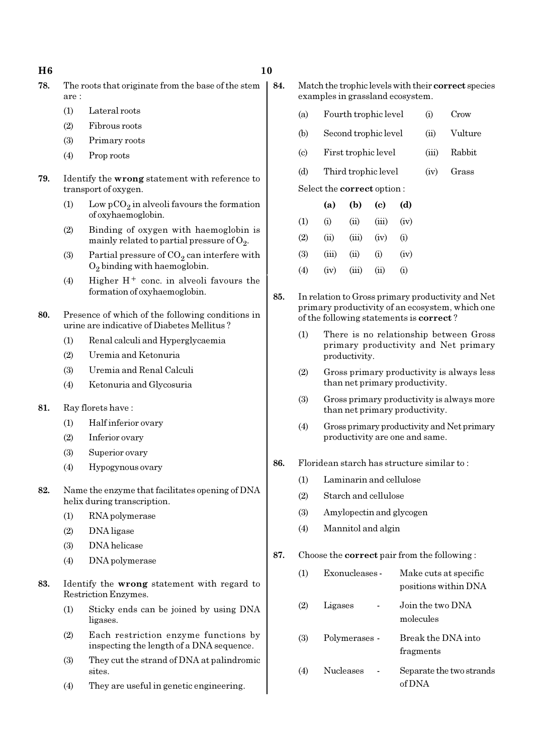78. The roots that originate from the base of the stem are :

(1) Lateral roots

(2) Fibrous roots

(3) Primary roots

(4) Prop roots

79. Identify the **wrong** statement with reference to transport of oxygen.

(1) Low $pCO_2$ in alveoli favours the formation of oxyhaemoglobin.

(2) Binding of oxygen with haemoglobin is mainly related to partial pressure of $O_2$.

(3) Partial pressure of $CO_2$ can interfere with $O_2$ binding with haemoglobin.

(4) Higher $H^+$ conc. in alveoli favours the formation of oxyhaemoglobin.

80. Presence of which of the following conditions in urine are indicative of Diabetes Mellitus ?

(1) Renal calculi and Hyperglycaemia

(2) Uremia and Ketonuria

(3) Uremia and Renal Calculi

(4) Ketonuria and Glycosuria

81. Ray florets have :

(1) Half inferior ovary

(2) Inferior ovary

(3) Superior ovary

(4) Hypogynous ovary

82. Name the enzyme that facilitates opening of DNA helix during transcription.

(1) RNA polymerase

(2) DNA ligase

(3) DNA helicase

(4) DNA polymerase

83. Identify the **wrong** statement with regard to Restriction Enzymes.

(1) Sticky ends can be joined by using DNA ligases.

(2) Each restriction enzyme functions by inspecting the length of a DNA sequence.

(3) They cut the strand of DNA at palindromic sites.

(4) They are useful in genetic engineering.

84. Match the trophic levels with their **correct** species examples in grassland ecosystem.

| | | | |
|---|---|---|---|
| (a) | Fourth trophic level | (i) | Crow |
| (b) | Second trophic level | (ii) | Vulture |
| (c) | First trophic level | (iii) | Rabbit |
| (d) | Third trophic level | (iv) | Grass |

Select the **correct** option :

| | **(a)** | **(b)** | **(c)** | **(d)** |
|---|---|---|---|---|
| (1) | (i) | (ii) | (iii) | (iv) |
| (2) | (ii) | (iii) | (iv) | (i) |
| (3) | (iii) | (ii) | (i) | (iv) |
| (4) | (iv) | (iii) | (ii) | (i) |

85. In relation to Gross primary productivity and Net primary productivity of an ecosystem, which one of the following statements is **correct** ?

(1) There is no relationship between Gross primary productivity and Net primary productivity.

(2) Gross primary productivity is always less than net primary productivity.

(3) Gross primary productivity is always more than net primary productivity.

(4) Gross primary productivity and Net primary productivity are one and same.

86. Floridean starch has structure similar to :

(1) Laminarin and cellulose

(2) Starch and cellulose

(3) Amylopectin and glycogen

(4) Mannitol and algin

87. Choose the **correct** pair from the following :

(1) Exonucleases - Make cuts at specific positions within DNA

(2) Ligases - Join the two DNA molecules

(3) Polymerases - Break the DNA into fragments

(4) Nucleases - Separate the two strands of DNA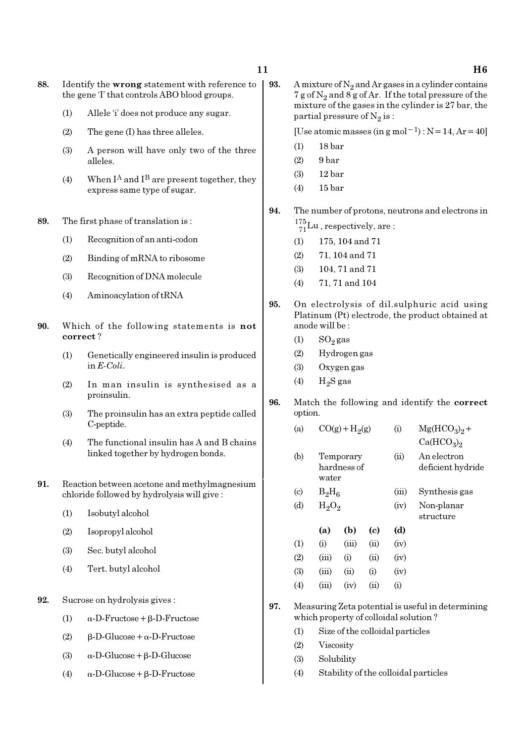88. Identify the **wrong** statement with reference to the gene 'I' that controls ABO blood groups.

(1) Allele 'i' does not produce any sugar.

(2) The gene (I) has three alleles.

(3) A person will have only two of the three alleles.

(4) When $I^A$ and $I^B$ are present together, they express same type of sugar.

89. The first phase of translation is :

(1) Recognition of an anti-codon

(2) Binding of mRNA to ribosome

(3) Recognition of DNA molecule

(4) Aminoacylation of tRNA

90. Which of the following statements is **not correct** ?

(1) Genetically engineered insulin is produced in *E-Coli*.

(2) In man insulin is synthesised as a proinsulin.

(3) The proinsulin has an extra peptide called C-peptide.

(4) The functional insulin has A and B chains linked together by hydrogen bonds.

91. Reaction between acetone and methylmagnesium chloride followed by hydrolysis will give :

(1) Isobutyl alcohol

(2) Isopropyl alcohol

(3) Sec. butyl alcohol

(4) Tert. butyl alcohol

92. Sucrose on hydrolysis gives :

(1) α-D-Fructose + β-D-Fructose

(2) β-D-Glucose + α-D-Fructose

(3) α-D-Glucose + β-D-Glucose

(4) α-D-Glucose + β-D-Fructose

93. A mixture of $N_2$ and Ar gases in a cylinder contains 7 g of $N_2$ and 8 g of Ar. If the total pressure of the mixture of the gases in the cylinder is 27 bar, the partial pressure of $N_2$ is :

[Use atomic masses (in g $mol^{-1}$) : N = 14, Ar = 40]

(1) 18 bar

(2) 9 bar

(3) 12 bar

(4) 15 bar

94. The number of protons, neutrons and electrons in $^{175}_{71}Lu$, respectively, are :

(1) 175, 104 and 71

(2) 71, 104 and 71

(3) 104, 71 and 71

(4) 71, 71 and 104

95. On electrolysis of dil.sulphuric acid using Platinum (Pt) electrode, the product obtained at anode will be :

(1) $SO_2$ gas

(2) Hydrogen gas

(3) Oxygen gas

(4) $H_2S$ gas

96. Match the following and identify the **correct** option.

| | | | |
|---|---|---|---|
| (a) | $CO(g) + H_2(g)$ | (i) | $Mg(HCO_3)_2 + Ca(HCO_3)_2$ |
| (b) | Temporary hardness of water | (ii) | An electron deficient hydride |
| (c) | $B_2H_6$ | (iii) | Synthesis gas |
| (d) | $H_2O_2$ | (iv) | Non-planar structure |

| | (a) | (b) | (c) | (d) |
|---|---|---|---|---|
| (1) | (i) | (iii) | (ii) | (iv) |
| (2) | (iii) | (i) | (ii) | (iv) |
| (3) | (iii) | (ii) | (i) | (iv) |
| (4) | (iii) | (iv) | (ii) | (i) |

97. Measuring Zeta potential is useful in determining which property of colloidal solution ?

(1) Size of the colloidal particles

(2) Viscosity

(3) Solubility

(4) Stability of the colloidal particles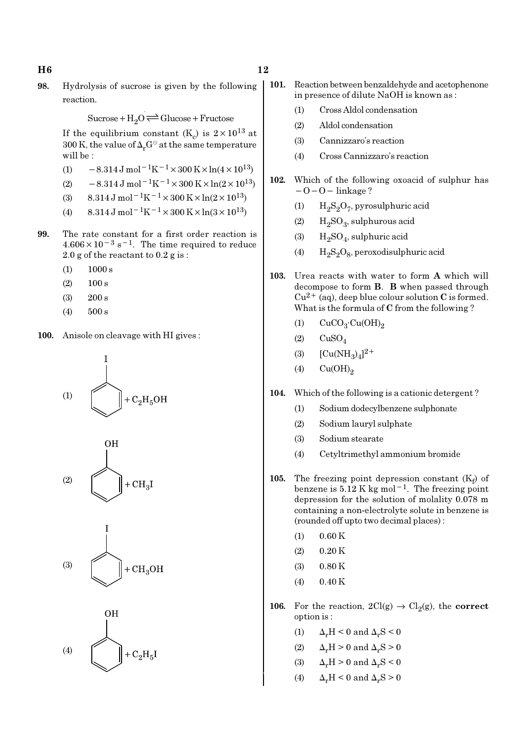**98.** Hydrolysis of sucrose is given by the following reaction.

$$\text{Sucrose} + H_2O \rightleftharpoons \text{Glucose} + \text{Fructose}$$

If the equilibrium constant ($K_c$) is $2 \times 10^{13}$ at 300 K, the value of $\Delta_r G^\ominus$ at the same temperature will be :

(1) $-8.314 \text{ J mol}^{-1}\text{K}^{-1} \times 300 \text{ K} \times \ln(4 \times 10^{13})$

(2) $-8.314 \text{ J mol}^{-1}\text{K}^{-1} \times 300 \text{ K} \times \ln(2 \times 10^{13})$

(3) $8.314 \text{ J mol}^{-1}\text{K}^{-1} \times 300 \text{ K} \times \ln(2 \times 10^{13})$

(4) $8.314 \text{ J mol}^{-1}\text{K}^{-1} \times 300 \text{ K} \times \ln(3 \times 10^{13})$

**99.** The rate constant for a first order reaction is $4.606 \times 10^{-3} \text{ s}^{-1}$. The time required to reduce 2.0 g of the reactant to 0.2 g is :

(1) 1000 s

(2) 100 s

(3) 200 s

(4) 500 s

**100.** Anisole on cleavage with HI gives :

(1) Iodobenzene + $C_2H_5OH$

(2) Phenol + $CH_3I$

(3) Iodobenzene + $CH_3OH$

(4) Phenol + $C_2H_5I$

**101.** Reaction between benzaldehyde and acetophenone in presence of dilute NaOH is known as :

(1) Cross Aldol condensation

(2) Aldol condensation

(3) Cannizzaro's reaction

(4) Cross Cannizzaro's reaction

**102.** Which of the following oxoacid of sulphur has $-O-O-$ linkage ?

(1) $H_2S_2O_7$, pyrosulphuric acid

(2) $H_2SO_3$, sulphurous acid

(3) $H_2SO_4$, sulphuric acid

(4) $H_2S_2O_8$, peroxodisulphuric acid

**103.** Urea reacts with water to form **A** which will decompose to form **B**. **B** when passed through $Cu^{2+}$ (aq), deep blue colour solution **C** is formed. What is the formula of **C** from the following ?

(1) $CuCO_3 \cdot Cu(OH)_2$

(2) $CuSO_4$

(3) $[Cu(NH_3)_4]^{2+}$

(4) $Cu(OH)_2$

**104.** Which of the following is a cationic detergent ?

(1) Sodium dodecylbenzene sulphonate

(2) Sodium lauryl sulphate

(3) Sodium stearate

(4) Cetyltrimethyl ammonium bromide

**105.** The freezing point depression constant ($K_f$) of benzene is $5.12 \text{ K kg mol}^{-1}$. The freezing point depression for the solution of molality 0.078 m containing a non-electrolyte solute in benzene is (rounded off upto two decimal places) :

(1) 0.60 K

(2) 0.20 K

(3) 0.80 K

(4) 0.40 K

**106.** For the reaction, $2Cl(g) \rightarrow Cl_2(g)$, the **correct** option is :

(1) $\Delta_r H < 0$ and $\Delta_r S < 0$

(2) $\Delta_r H > 0$ and $\Delta_r S > 0$

(3) $\Delta_r H > 0$ and $\Delta_r S < 0$

(4) $\Delta_r H < 0$ and $\Delta_r S > 0$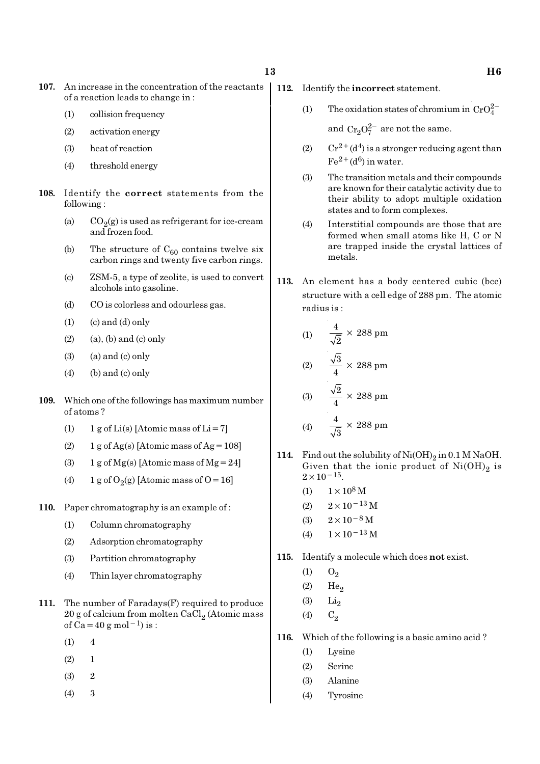**107.** An increase in the concentration of the reactants of a reaction leads to change in :

(1) collision frequency

(2) activation energy

(3) heat of reaction

(4) threshold energy

**108.** Identify the **correct** statements from the following :

(a) $CO_2(g)$ is used as refrigerant for ice-cream and frozen food.

(b) The structure of $C_{60}$ contains twelve six carbon rings and twenty five carbon rings.

(c) ZSM-5, a type of zeolite, is used to convert alcohols into gasoline.

(d) CO is colorless and odourless gas.

(1) (c) and (d) only

(2) (a), (b) and (c) only

(3) (a) and (c) only

(4) (b) and (c) only

**109.** Which one of the followings has maximum number of atoms ?

(1) 1 g of Li(s) [Atomic mass of Li = 7]

(2) 1 g of Ag(s) [Atomic mass of Ag = 108]

(3) 1 g of Mg(s) [Atomic mass of Mg = 24]

(4) 1 g of $O_2(g)$ [Atomic mass of O = 16]

**110.** Paper chromatography is an example of :

(1) Column chromatography

(2) Adsorption chromatography

(3) Partition chromatography

(4) Thin layer chromatography

**111.** The number of Faradays(F) required to produce 20 g of calcium from molten $CaCl_2$ (Atomic mass of Ca = 40 g $mol^{-1}$) is :

(1) 4

(2) 1

(3) 2

(4) 3

**112.** Identify the **incorrect** statement.

(1) The oxidation states of chromium in $CrO_4^{2-}$ and $Cr_2O_7^{2-}$ are not the same.

(2) $Cr^{2+}(d^4)$ is a stronger reducing agent than $Fe^{2+}(d^6)$ in water.

(3) The transition metals and their compounds are known for their catalytic activity due to their ability to adopt multiple oxidation states and to form complexes.

(4) Interstitial compounds are those that are formed when small atoms like H, C or N are trapped inside the crystal lattices of metals.

**113.** An element has a body centered cubic (bcc) structure with a cell edge of 288 pm. The atomic radius is :

(1) $\frac{4}{\sqrt{2}} \times 288$ pm

(2) $\frac{\sqrt{3}}{4} \times 288$ pm

(3) $\frac{\sqrt{2}}{4} \times 288$ pm

(4) $\frac{4}{\sqrt{3}} \times 288$ pm

**114.** Find out the solubility of $Ni(OH)_2$ in 0.1 M NaOH. Given that the ionic product of $Ni(OH)_2$ is $2 \times 10^{-15}$.

(1) $1 \times 10^{8}$ M

(2) $2 \times 10^{-13}$ M

(3) $2 \times 10^{-8}$ M

(4) $1 \times 10^{-13}$ M

**115.** Identify a molecule which does **not** exist.

(1) $O_2$

(2) $He_2$

(3) $Li_2$

(4) $C_2$

**116.** Which of the following is a basic amino acid ?

(1) Lysine

(2) Serine

(3) Alanine

(4) Tyrosine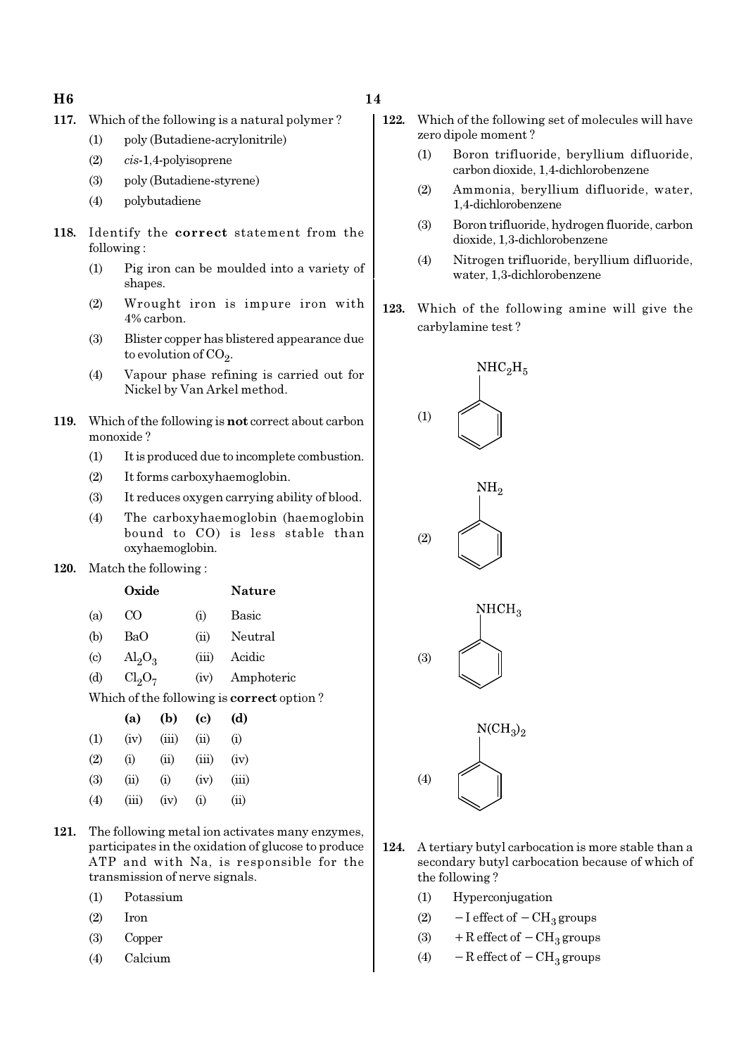**117.** Which of the following is a natural polymer ?

(1) poly (Butadiene-acrylonitrile)

(2) *cis*-1,4-polyisoprene

(3) poly (Butadiene-styrene)

(4) polybutadiene

**118.** Identify the **correct** statement from the following :

(1) Pig iron can be moulded into a variety of shapes.

(2) Wrought iron is impure iron with 4% carbon.

(3) Blister copper has blistered appearance due to evolution of $CO_2$.

(4) Vapour phase refining is carried out for Nickel by Van Arkel method.

**119.** Which of the following is **not** correct about carbon monoxide ?

(1) It is produced due to incomplete combustion.

(2) It forms carboxyhaemoglobin.

(3) It reduces oxygen carrying ability of blood.

(4) The carboxyhaemoglobin (haemoglobin bound to CO) is less stable than oxyhaemoglobin.

**120.** Match the following :

| | Oxide | | Nature |
|---|---|---|---|
| (a) | CO | (i) | Basic |
| (b) | BaO | (ii) | Neutral |
| (c) | $Al_2O_3$ | (iii) | Acidic |
| (d) | $Cl_2O_7$ | (iv) | Amphoteric |

Which of the following is **correct** option ?

| | (a) | (b) | (c) | (d) |
|---|---|---|---|---|
| (1) | (iv) | (iii) | (ii) | (i) |
| (2) | (i) | (ii) | (iii) | (iv) |
| (3) | (ii) | (i) | (iv) | (iii) |
| (4) | (iii) | (iv) | (i) | (ii) |

**121.** The following metal ion activates many enzymes, participates in the oxidation of glucose to produce ATP and with Na, is responsible for the transmission of nerve signals.

(1) Potassium

(2) Iron

(3) Copper

(4) Calcium

**122.** Which of the following set of molecules will have zero dipole moment ?

(1) Boron trifluoride, beryllium difluoride, carbon dioxide, 1,4-dichlorobenzene

(2) Ammonia, beryllium difluoride, water, 1,4-dichlorobenzene

(3) Boron trifluoride, hydrogen fluoride, carbon dioxide, 1,3-dichlorobenzene

(4) Nitrogen trifluoride, beryllium difluoride, water, 1,3-dichlorobenzene

**123.** Which of the following amine will give the carbylamine test ?

(1) $C_6H_5NHC_2H_5$ (benzene ring bearing $NHC_2H_5$)

(2) $C_6H_5NH_2$ (benzene ring bearing $NH_2$)

(3) $C_6H_5NHCH_3$ (benzene ring bearing $NHCH_3$)

(4) $C_6H_5N(CH_3)_2$ (benzene ring bearing $N(CH_3)_2$)

**124.** A tertiary butyl carbocation is more stable than a secondary butyl carbocation because of which of the following ?

(1) Hyperconjugation

(2) $-I$ effect of $-CH_3$ groups

(3) $+R$ effect of $-CH_3$ groups

(4) $-R$ effect of $-CH_3$ groups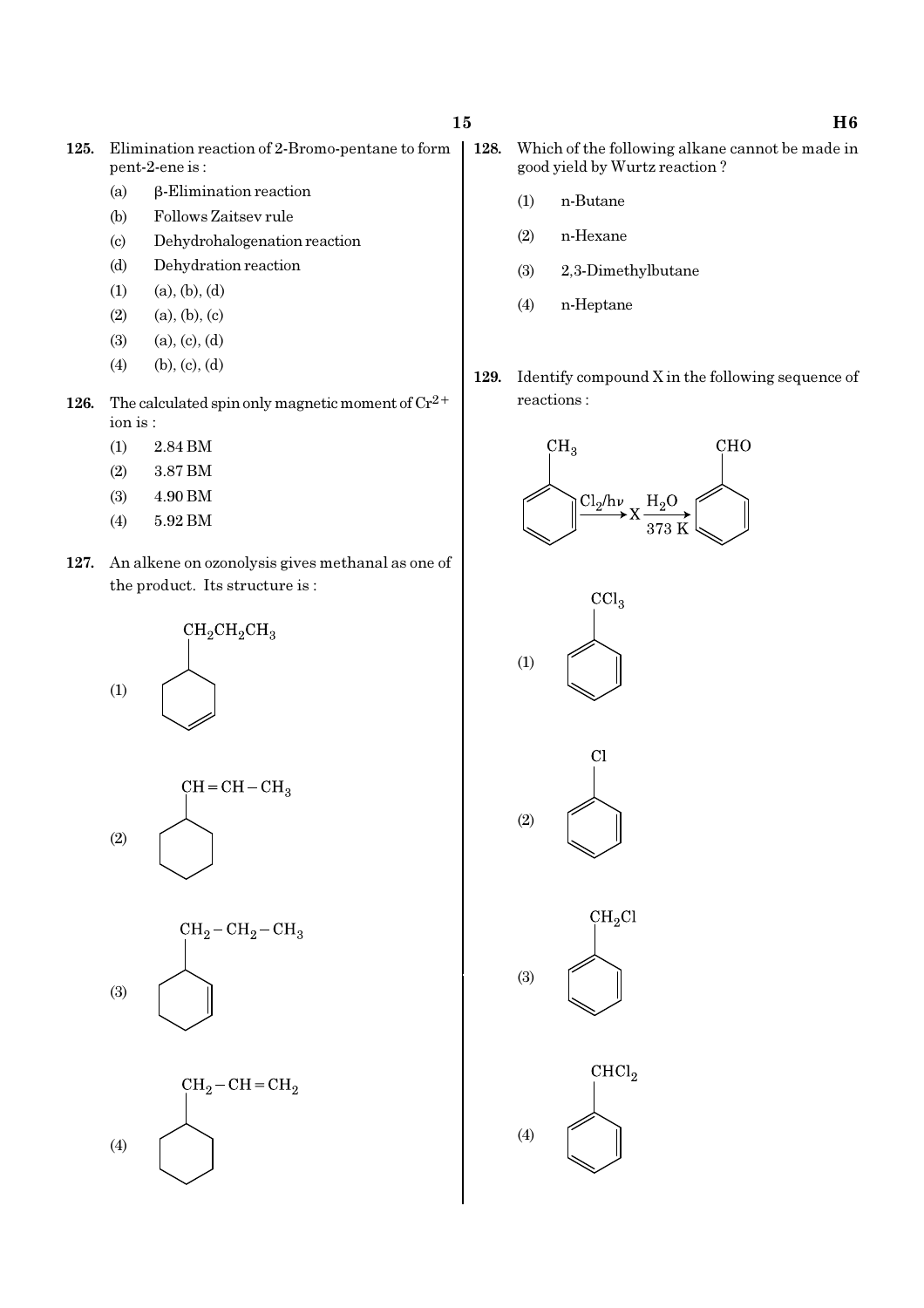**125.** Elimination reaction of 2-Bromo-pentane to form pent-2-ene is :

(a) β-Elimination reaction

(b) Follows Zaitsev rule

(c) Dehydrohalogenation reaction

(d) Dehydration reaction

(1) (a), (b), (d)

(2) (a), (b), (c)

(3) (a), (c), (d)

(4) (b), (c), (d)

**126.** The calculated spin only magnetic moment of $Cr^{2+}$ ion is :

(1) 2.84 BM

(2) 3.87 BM

(3) 4.90 BM

(4) 5.92 BM

**127.** An alkene on ozonolysis gives methanal as one of the product. Its structure is :

(1) Cyclohexene ring bearing $CH_2CH_2CH_3$

(2) Cyclohexane ring bearing $CH=CH-CH_3$

(3) Cyclohexene ring bearing $CH_2-CH_2-CH_3$

(4) Cyclohexane ring bearing $CH_2-CH=CH_2$

**128.** Which of the following alkane cannot be made in good yield by Wurtz reaction ?

(1) n-Butane

(2) n-Hexane

(3) 2,3-Dimethylbutane

(4) n-Heptane

**129.** Identify compound X in the following sequence of reactions :

$$C_6H_5CH_3 \xrightarrow{Cl_2/h\nu} X \xrightarrow[373\ K]{H_2O} C_6H_5CHO$$

(1) $C_6H_5CCl_3$

(2) $C_6H_5Cl$

(3) $C_6H_5CH_2Cl$

(4) $C_6H_5CHCl_2$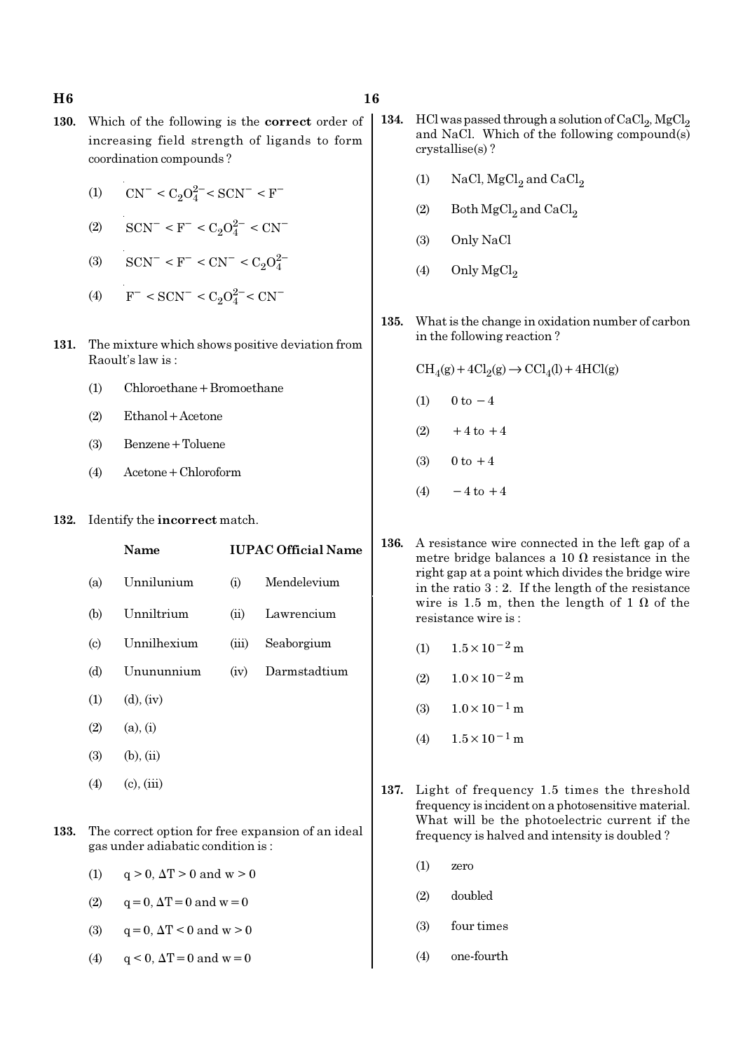**130.** Which of the following is the **correct** order of increasing field strength of ligands to form coordination compounds ?

(1) $CN^- < C_2O_4^{2-} < SCN^- < F^-$

(2) $SCN^- < F^- < C_2O_4^{2-} < CN^-$

(3) $SCN^- < F^- < CN^- < C_2O_4^{2-}$

(4) $F^- < SCN^- < C_2O_4^{2-} < CN^-$

**131.** The mixture which shows positive deviation from Raoult's law is :

(1) Chloroethane + Bromoethane

(2) Ethanol + Acetone

(3) Benzene + Toluene

(4) Acetone + Chloroform

**132.** Identify the **incorrect** match.

| | Name | | IUPAC Official Name |
|---|---|---|---|
| (a) | Unnilunium | (i) | Mendelevium |
| (b) | Unniltrium | (ii) | Lawrencium |
| (c) | Unnilhexium | (iii) | Seaborgium |
| (d) | Unununnium | (iv) | Darmstadtium |

(1) (d), (iv)

(2) (a), (i)

(3) (b), (ii)

(4) (c), (iii)

**133.** The correct option for free expansion of an ideal gas under adiabatic condition is :

(1) $q > 0, \Delta T > 0$ and $w > 0$

(2) $q = 0, \Delta T = 0$ and $w = 0$

(3) $q = 0, \Delta T < 0$ and $w > 0$

(4) $q < 0, \Delta T = 0$ and $w = 0$

**134.** HCl was passed through a solution of $CaCl_2$, $MgCl_2$ and NaCl. Which of the following compound(s) crystallise(s) ?

(1) NaCl, $MgCl_2$ and $CaCl_2$

(2) Both $MgCl_2$ and $CaCl_2$

(3) Only NaCl

(4) Only $MgCl_2$

**135.** What is the change in oxidation number of carbon in the following reaction ?

$$CH_4(g) + 4Cl_2(g) \rightarrow CCl_4(l) + 4HCl(g)$$

(1) 0 to $-4$

(2) $+4$ to $+4$

(3) 0 to $+4$

(4) $-4$ to $+4$

**136.** A resistance wire connected in the left gap of a metre bridge balances a 10 $\Omega$ resistance in the right gap at a point which divides the bridge wire in the ratio 3 : 2. If the length of the resistance wire is 1.5 m, then the length of 1 $\Omega$ of the resistance wire is :

(1) $1.5 \times 10^{-2}$ m

(2) $1.0 \times 10^{-2}$ m

(3) $1.0 \times 10^{-1}$ m

(4) $1.5 \times 10^{-1}$ m

**137.** Light of frequency 1.5 times the threshold frequency is incident on a photosensitive material. What will be the photoelectric current if the frequency is halved and intensity is doubled ?

(1) zero

(2) doubled

(3) four times

(4) one-fourth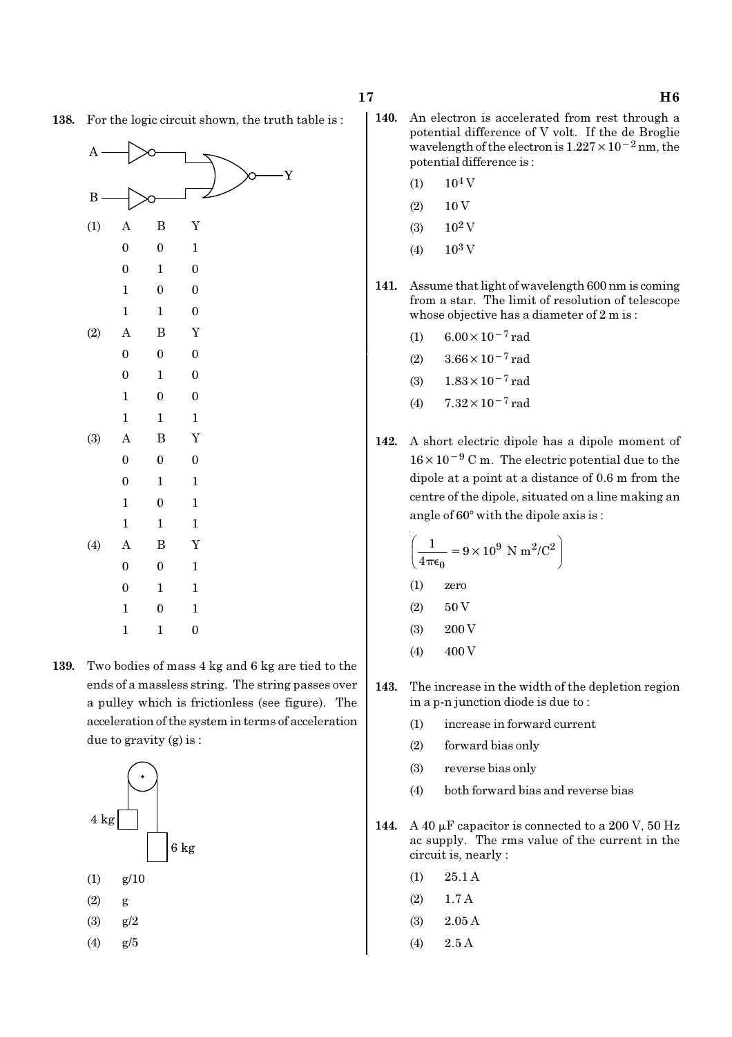138. For the logic circuit shown, the truth table is :

(1)

| A | B | Y |
|---|---|---|
| 0 | 0 | 1 |
| 0 | 1 | 0 |
| 1 | 0 | 0 |
| 1 | 1 | 0 |

(2)

| A | B | Y |
|---|---|---|
| 0 | 0 | 0 |
| 0 | 1 | 0 |
| 1 | 0 | 0 |
| 1 | 1 | 1 |

(3)

| A | B | Y |
|---|---|---|
| 0 | 0 | 0 |
| 0 | 1 | 1 |
| 1 | 0 | 1 |
| 1 | 1 | 1 |

(4)

| A | B | Y |
|---|---|---|
| 0 | 0 | 1 |
| 0 | 1 | 1 |
| 1 | 0 | 1 |
| 1 | 1 | 0 |

139. Two bodies of mass 4 kg and 6 kg are tied to the ends of a massless string. The string passes over a pulley which is frictionless (see figure). The acceleration of the system in terms of acceleration due to gravity (g) is :

(1) g/10

(2) g

(3) g/2

(4) g/5

140. An electron is accelerated from rest through a potential difference of V volt. If the de Broglie wavelength of the electron is $1.227 \times 10^{-2}$ nm, the potential difference is :

(1) $10^4$ V

(2) 10 V

(3) $10^2$ V

(4) $10^3$ V

141. Assume that light of wavelength 600 nm is coming from a star. The limit of resolution of telescope whose objective has a diameter of 2 m is :

(1) $6.00 \times 10^{-7}$ rad

(2) $3.66 \times 10^{-7}$ rad

(3) $1.83 \times 10^{-7}$ rad

(4) $7.32 \times 10^{-7}$ rad

142. A short electric dipole has a dipole moment of $16 \times 10^{-9}$ C m. The electric potential due to the dipole at a point at a distance of 0.6 m from the centre of the dipole, situated on a line making an angle of 60° with the dipole axis is :

$$\left(\frac{1}{4\pi\epsilon_0} = 9 \times 10^9 \text{ N m}^2/\text{C}^2\right)$$

(1) zero

(2) 50 V

(3) 200 V

(4) 400 V

143. The increase in the width of the depletion region in a p-n junction diode is due to :

(1) increase in forward current

(2) forward bias only

(3) reverse bias only

(4) both forward bias and reverse bias

144. A 40 μF capacitor is connected to a 200 V, 50 Hz ac supply. The rms value of the current in the circuit is, nearly :

(1) 25.1 A

(2) 1.7 A

(3) 2.05 A

(4) 2.5 A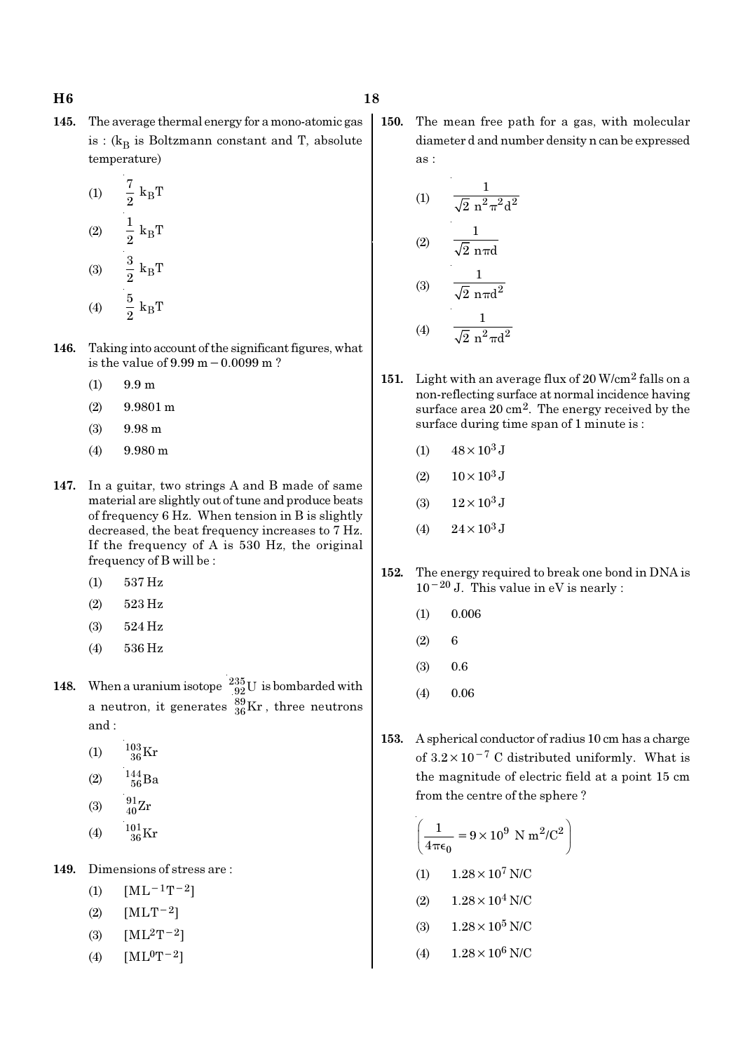145. The average thermal energy for a mono-atomic gas is : ($k_B$ is Boltzmann constant and T, absolute temperature)

(1) $\frac{7}{2} k_B T$

(2) $\frac{1}{2} k_B T$

(3) $\frac{3}{2} k_B T$

(4) $\frac{5}{2} k_B T$

146. Taking into account of the significant figures, what is the value of 9.99 m − 0.0099 m ?

(1) 9.9 m

(2) 9.9801 m

(3) 9.98 m

(4) 9.980 m

147. In a guitar, two strings A and B made of same material are slightly out of tune and produce beats of frequency 6 Hz. When tension in B is slightly decreased, the beat frequency increases to 7 Hz. If the frequency of A is 530 Hz, the original frequency of B will be :

(1) 537 Hz

(2) 523 Hz

(3) 524 Hz

(4) 536 Hz

148. When a uranium isotope $^{235}_{92}U$ is bombarded with a neutron, it generates $^{89}_{36}Kr$, three neutrons and :

(1) $^{103}_{36}Kr$

(2) $^{144}_{56}Ba$

(3) $^{91}_{40}Zr$

(4) $^{101}_{36}Kr$

149. Dimensions of stress are :

(1) $[ML^{-1}T^{-2}]$

(2) $[MLT^{-2}]$

(3) $[ML^{2}T^{-2}]$

(4) $[ML^{0}T^{-2}]$

150. The mean free path for a gas, with molecular diameter d and number density n can be expressed as :

(1) $\frac{1}{\sqrt{2}\, n^2 \pi^2 d^2}$

(2) $\frac{1}{\sqrt{2}\, n \pi d}$

(3) $\frac{1}{\sqrt{2}\, n \pi d^2}$

(4) $\frac{1}{\sqrt{2}\, n^2 \pi d^2}$

151. Light with an average flux of 20 W/cm$^2$ falls on a non-reflecting surface at normal incidence having surface area 20 cm$^2$. The energy received by the surface during time span of 1 minute is :

(1) $48 \times 10^3$ J

(2) $10 \times 10^3$ J

(3) $12 \times 10^3$ J

(4) $24 \times 10^3$ J

152. The energy required to break one bond in DNA is $10^{-20}$ J. This value in eV is nearly :

(1) 0.006

(2) 6

(3) 0.6

(4) 0.06

153. A spherical conductor of radius 10 cm has a charge of $3.2 \times 10^{-7}$ C distributed uniformly. What is the magnitude of electric field at a point 15 cm from the centre of the sphere ?

$\left(\frac{1}{4\pi\epsilon_0} = 9 \times 10^9 \text{ N m}^2/\text{C}^2\right)$

(1) $1.28 \times 10^7$ N/C

(2) $1.28 \times 10^4$ N/C

(3) $1.28 \times 10^5$ N/C

(4) $1.28 \times 10^6$ N/C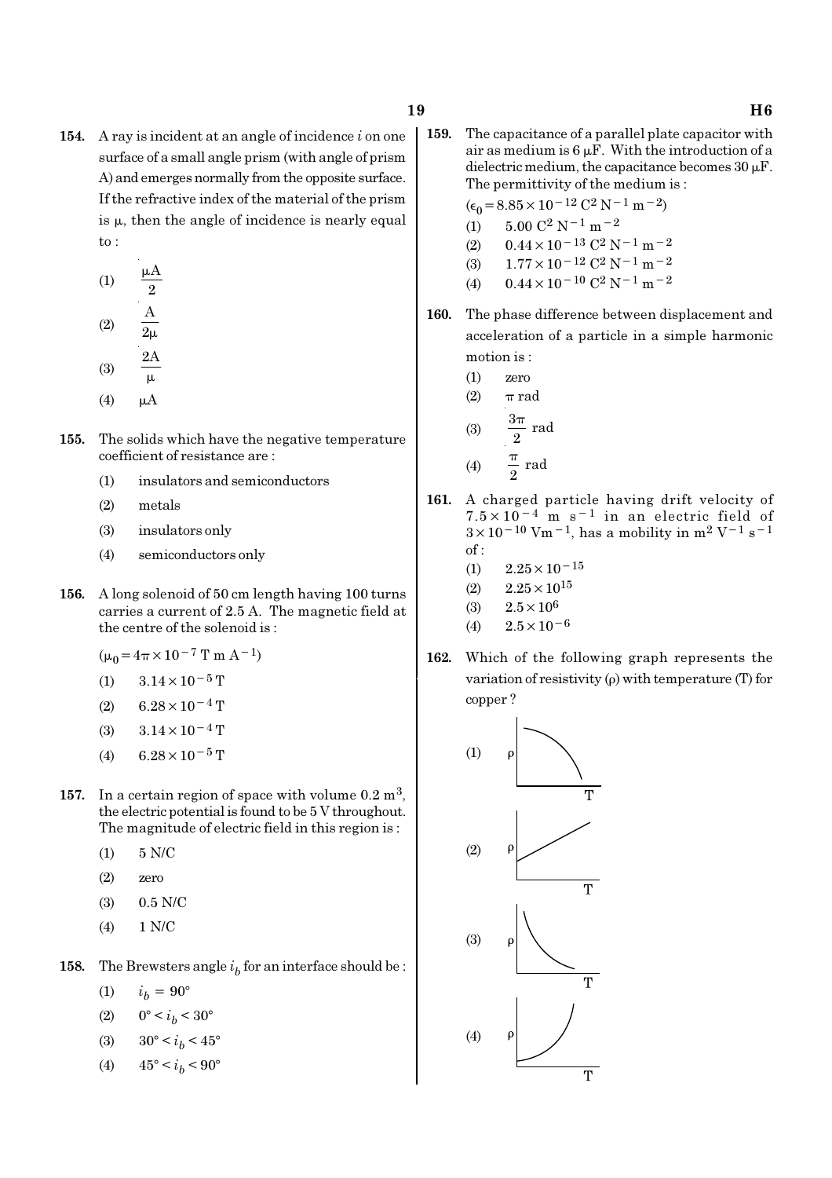**154.** A ray is incident at an angle of incidence $i$ on one surface of a small angle prism (with angle of prism A) and emerges normally from the opposite surface. If the refractive index of the material of the prism is $\mu$, then the angle of incidence is nearly equal to :

(1) $\frac{\mu A}{2}$

(2) $\frac{A}{2\mu}$

(3) $\frac{2A}{\mu}$

(4) $\mu A$

**155.** The solids which have the negative temperature coefficient of resistance are :

(1) insulators and semiconductors

(2) metals

(3) insulators only

(4) semiconductors only

**156.** A long solenoid of 50 cm length having 100 turns carries a current of 2.5 A. The magnetic field at the centre of the solenoid is :

$(\mu_0 = 4\pi \times 10^{-7}$ T m A$^{-1})$

(1) $3.14 \times 10^{-5}$ T

(2) $6.28 \times 10^{-4}$ T

(3) $3.14 \times 10^{-4}$ T

(4) $6.28 \times 10^{-5}$ T

**157.** In a certain region of space with volume 0.2 m$^3$, the electric potential is found to be 5 V throughout. The magnitude of electric field in this region is :

(1) 5 N/C

(2) zero

(3) 0.5 N/C

(4) 1 N/C

**158.** The Brewsters angle $i_b$ for an interface should be :

(1) $i_b = 90°$

(2) $0° < i_b < 30°$

(3) $30° < i_b < 45°$

(4) $45° < i_b < 90°$

**159.** The capacitance of a parallel plate capacitor with air as medium is 6 $\mu$F. With the introduction of a dielectric medium, the capacitance becomes 30 $\mu$F. The permittivity of the medium is :

$(\epsilon_0 = 8.85 \times 10^{-12}$ C$^2$ N$^{-1}$ m$^{-2})$

(1) 5.00 C$^2$ N$^{-1}$ m$^{-2}$

(2) $0.44 \times 10^{-13}$ C$^2$ N$^{-1}$ m$^{-2}$

(3) $1.77 \times 10^{-12}$ C$^2$ N$^{-1}$ m$^{-2}$

(4) $0.44 \times 10^{-10}$ C$^2$ N$^{-1}$ m$^{-2}$

**160.** The phase difference between displacement and acceleration of a particle in a simple harmonic motion is :

(1) zero

(2) $\pi$ rad

(3) $\frac{3\pi}{2}$ rad

(4) $\frac{\pi}{2}$ rad

**161.** A charged particle having drift velocity of $7.5 \times 10^{-4}$ m s$^{-1}$ in an electric field of $3 \times 10^{-10}$ Vm$^{-1}$, has a mobility in m$^2$ V$^{-1}$ s$^{-1}$ of :

(1) $2.25 \times 10^{-15}$

(2) $2.25 \times 10^{15}$

(3) $2.5 \times 10^{6}$

(4) $2.5 \times 10^{-6}$

**162.** Which of the following graph represents the variation of resistivity ($\rho$) with temperature (T) for copper ?

(1) [Graph: ρ vs T]

(2) [Graph: ρ vs T]

(3) [Graph: ρ vs T]

(4) [Graph: ρ vs T]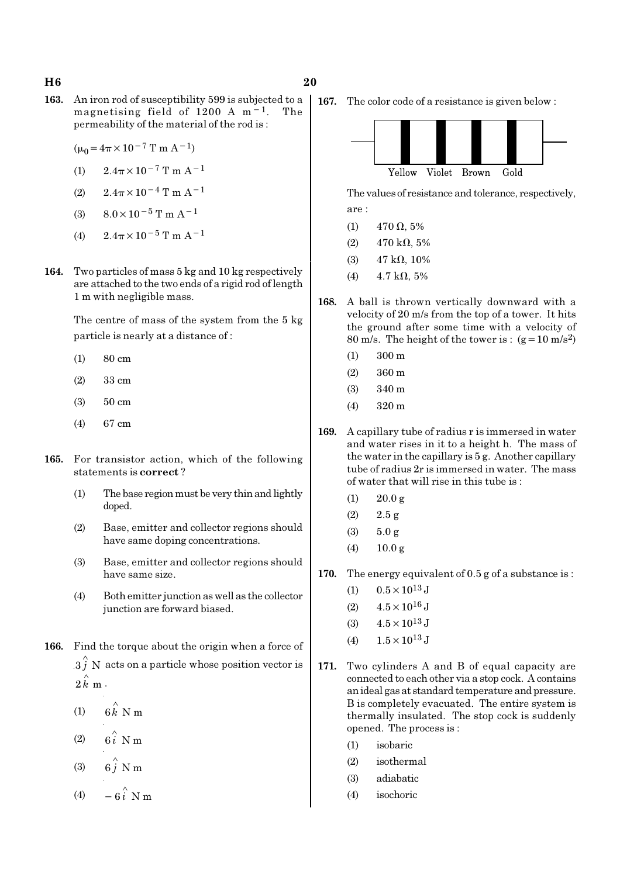**163.** An iron rod of susceptibility 599 is subjected to a magnetising field of 1200 A $m^{-1}$. The permeability of the material of the rod is :

($\mu_0 = 4\pi \times 10^{-7}$ T m $A^{-1}$)

(1) $2.4\pi \times 10^{-7}$ T m $A^{-1}$

(2) $2.4\pi \times 10^{-4}$ T m $A^{-1}$

(3) $8.0 \times 10^{-5}$ T m $A^{-1}$

(4) $2.4\pi \times 10^{-5}$ T m $A^{-1}$

**164.** Two particles of mass 5 kg and 10 kg respectively are attached to the two ends of a rigid rod of length 1 m with negligible mass.

The centre of mass of the system from the 5 kg particle is nearly at a distance of :

(1) 80 cm

(2) 33 cm

(3) 50 cm

(4) 67 cm

**165.** For transistor action, which of the following statements is **correct** ?

(1) The base region must be very thin and lightly doped.

(2) Base, emitter and collector regions should have same doping concentrations.

(3) Base, emitter and collector regions should have same size.

(4) Both emitter junction as well as the collector junction are forward biased.

**166.** Find the torque about the origin when a force of $3\hat{j}$ N acts on a particle whose position vector is $2\hat{k}$ m.

(1) $6\hat{k}$ N m

(2) $6\hat{i}$ N m

(3) $6\hat{j}$ N m

(4) $-6\hat{i}$ N m

**167.** The color code of a resistance is given below :

Yellow Violet Brown Gold

The values of resistance and tolerance, respectively, are :

(1) 470 Ω, 5%

(2) 470 kΩ, 5%

(3) 47 kΩ, 10%

(4) 4.7 kΩ, 5%

**168.** A ball is thrown vertically downward with a velocity of 20 m/s from the top of a tower. It hits the ground after some time with a velocity of 80 m/s. The height of the tower is : ($g = 10$ m/$s^2$)

(1) 300 m

(2) 360 m

(3) 340 m

(4) 320 m

**169.** A capillary tube of radius r is immersed in water and water rises in it to a height h. The mass of the water in the capillary is 5 g. Another capillary tube of radius 2r is immersed in water. The mass of water that will rise in this tube is :

(1) 20.0 g

(2) 2.5 g

(3) 5.0 g

(4) 10.0 g

**170.** The energy equivalent of 0.5 g of a substance is :

(1) $0.5 \times 10^{13}$ J

(2) $4.5 \times 10^{16}$ J

(3) $4.5 \times 10^{13}$ J

(4) $1.5 \times 10^{13}$ J

**171.** Two cylinders A and B of equal capacity are connected to each other via a stop cock. A contains an ideal gas at standard temperature and pressure. B is completely evacuated. The entire system is thermally insulated. The stop cock is suddenly opened. The process is :

(1) isobaric

(2) isothermal

(3) adiabatic

(4) isochoric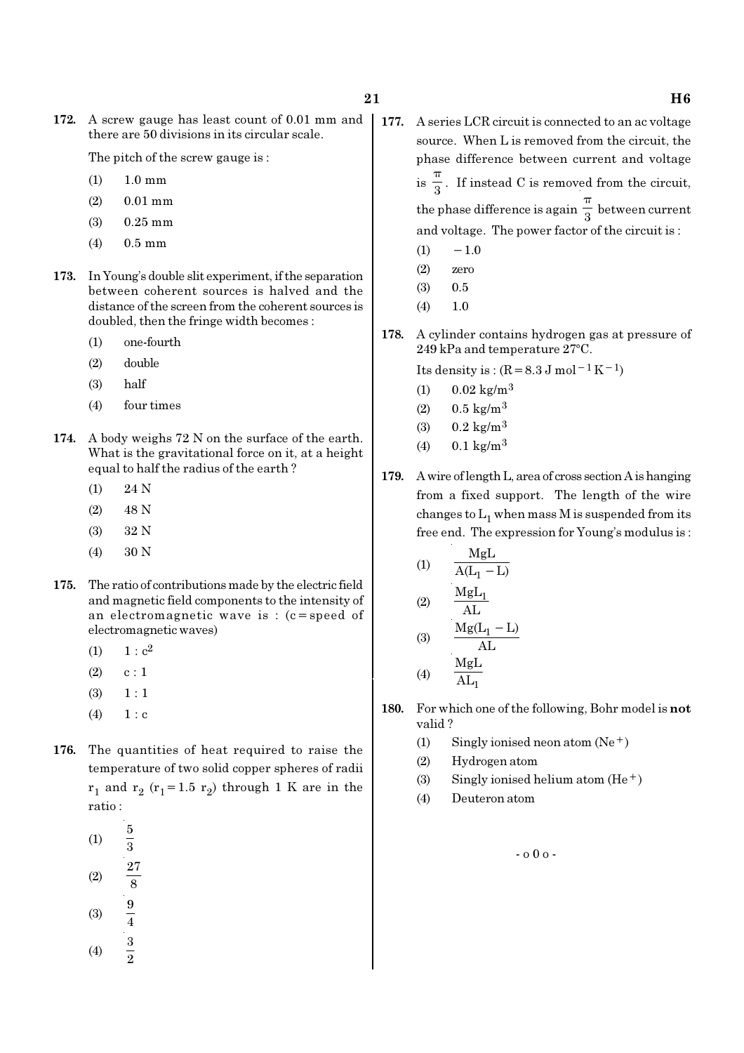**172.** A screw gauge has least count of 0.01 mm and there are 50 divisions in its circular scale.

The pitch of the screw gauge is :

(1) 1.0 mm

(2) 0.01 mm

(3) 0.25 mm

(4) 0.5 mm

**173.** In Young's double slit experiment, if the separation between coherent sources is halved and the distance of the screen from the coherent sources is doubled, then the fringe width becomes :

(1) one-fourth

(2) double

(3) half

(4) four times

**174.** A body weighs 72 N on the surface of the earth. What is the gravitational force on it, at a height equal to half the radius of the earth ?

(1) 24 N

(2) 48 N

(3) 32 N

(4) 30 N

**175.** The ratio of contributions made by the electric field and magnetic field components to the intensity of an electromagnetic wave is : (c = speed of electromagnetic waves)

(1) $1 : c^2$

(2) $c : 1$

(3) $1 : 1$

(4) $1 : c$

**176.** The quantities of heat required to raise the temperature of two solid copper spheres of radii $r_1$ and $r_2$ ($r_1 = 1.5\ r_2$) through 1 K are in the ratio :

(1) $\frac{5}{3}$

(2) $\frac{27}{8}$

(3) $\frac{9}{4}$

(4) $\frac{3}{2}$

**177.** A series LCR circuit is connected to an ac voltage source. When L is removed from the circuit, the phase difference between current and voltage is $\frac{\pi}{3}$. If instead C is removed from the circuit, the phase difference is again $\frac{\pi}{3}$ between current and voltage. The power factor of the circuit is :

(1) $-1.0$

(2) zero

(3) 0.5

(4) 1.0

**178.** A cylinder contains hydrogen gas at pressure of 249 kPa and temperature 27°C.

Its density is : ($R = 8.3\ J\ mol^{-1} K^{-1}$)

(1) $0.02\ kg/m^3$

(2) $0.5\ kg/m^3$

(3) $0.2\ kg/m^3$

(4) $0.1\ kg/m^3$

**179.** A wire of length L, area of cross section A is hanging from a fixed support. The length of the wire changes to $L_1$ when mass M is suspended from its free end. The expression for Young's modulus is :

(1) $\frac{MgL}{A(L_1 - L)}$

(2) $\frac{MgL_1}{AL}$

(3) $\frac{Mg(L_1 - L)}{AL}$

(4) $\frac{MgL}{AL_1}$

**180.** For which one of the following, Bohr model is **not** valid ?

(1) Singly ionised neon atom ($Ne^+$)

(2) Hydrogen atom

(3) Singly ionised helium atom ($He^+$)

(4) Deuteron atom

- o 0 o -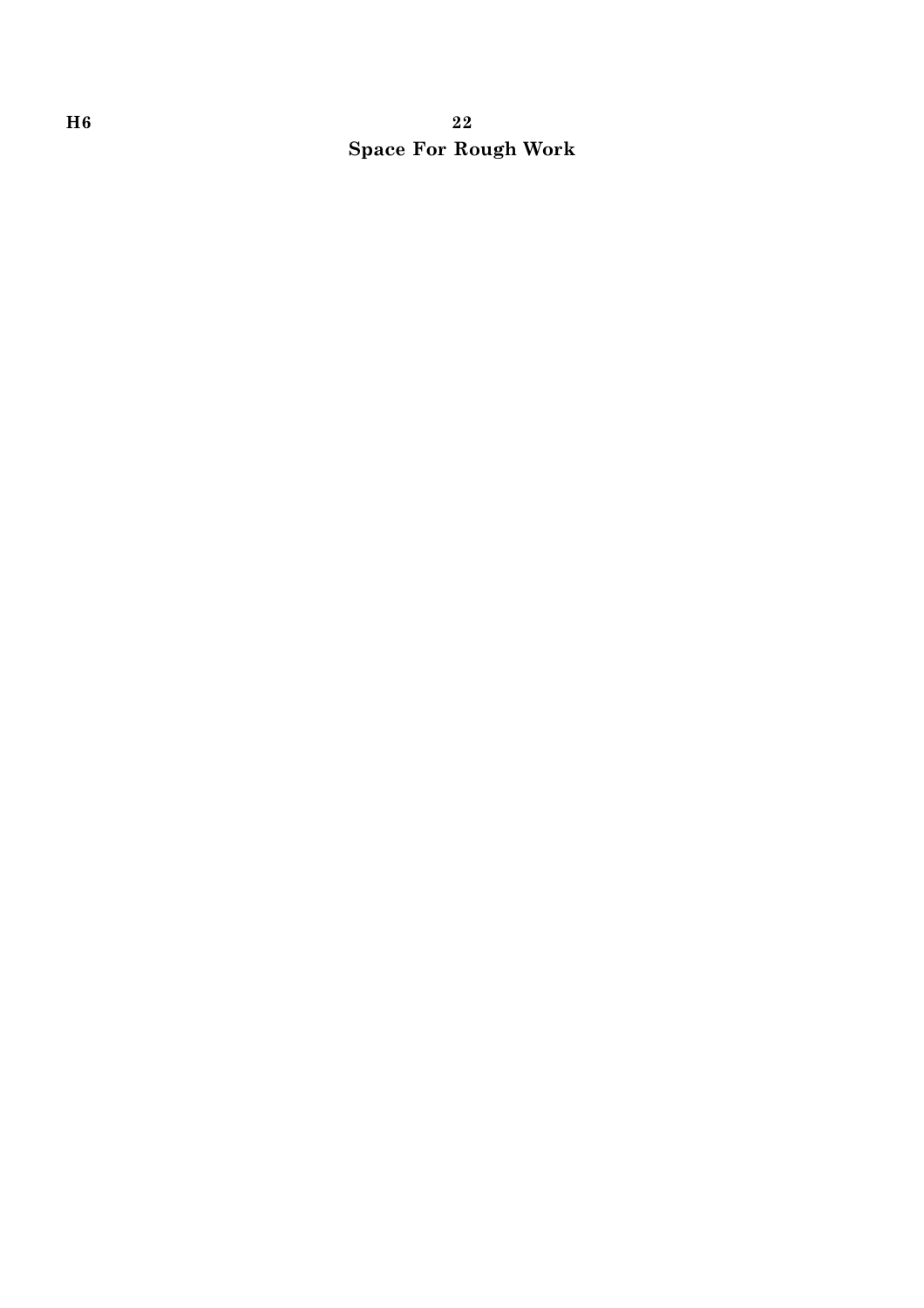**Space For Rough Work**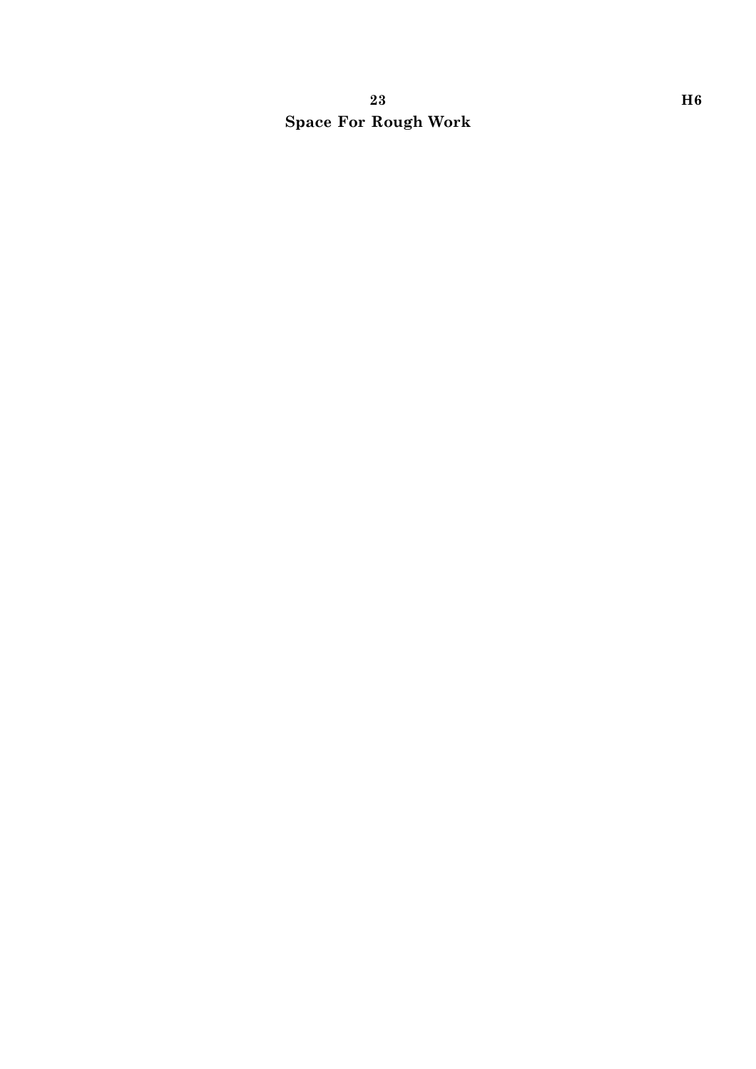**Space For Rough Work**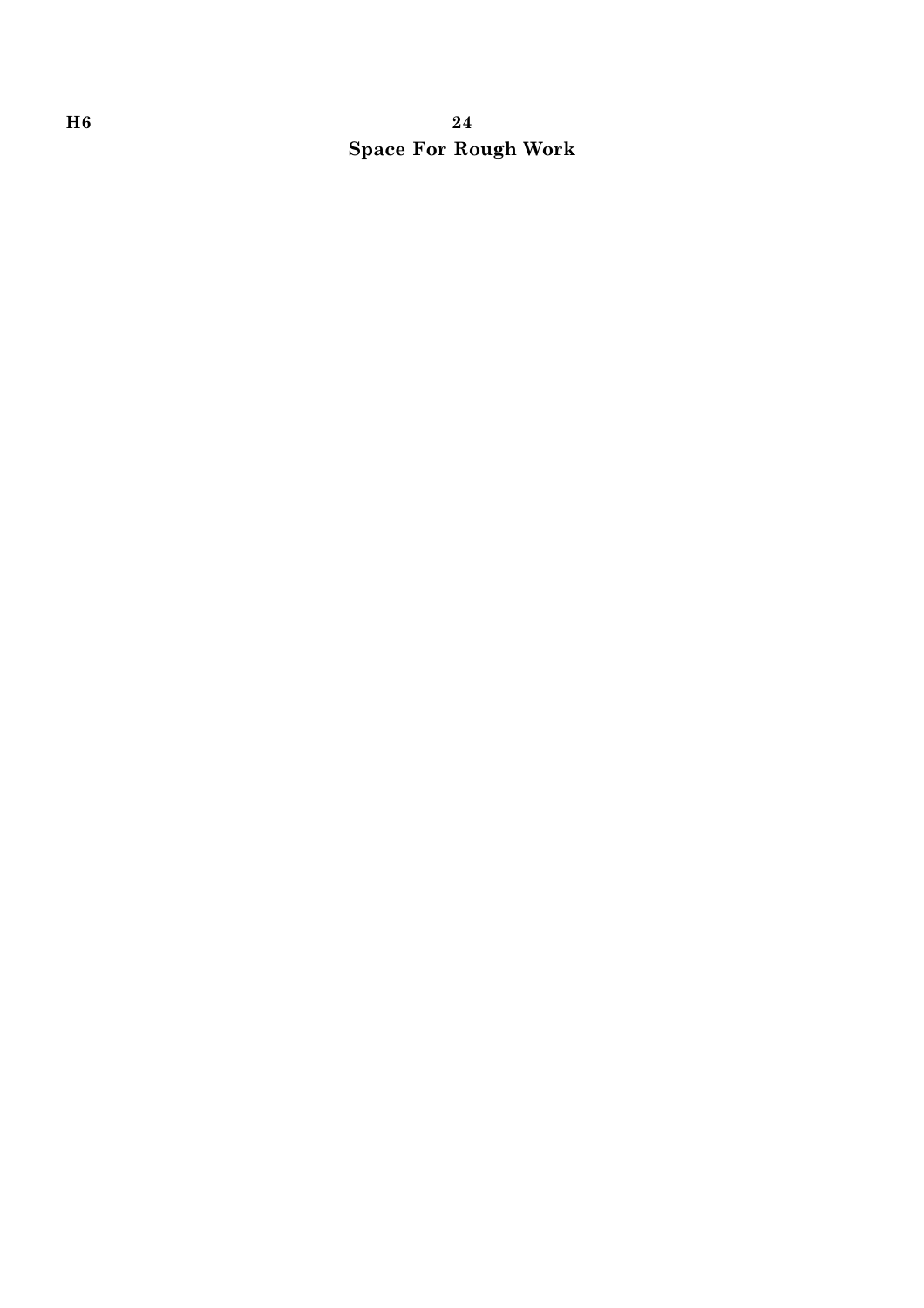**Space For Rough Work**